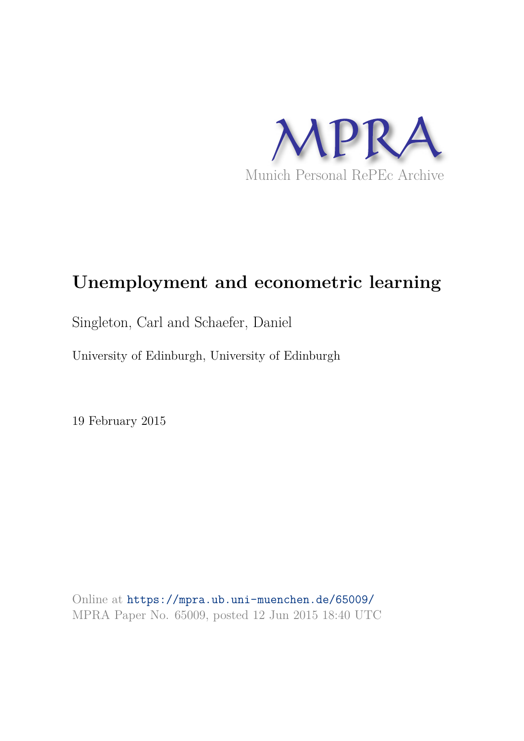MPRA

Munich Personal RePEc Archive

# Unemployment and econometric learning

Singleton, Carl and Schaefer, Daniel

University of Edinburgh, University of Edinburgh

19 February 2015

Online at https://mpra.ub.uni-muenchen.de/65009/
MPRA Paper No. 65009, posted 12 Jun 2015 18:40 UTC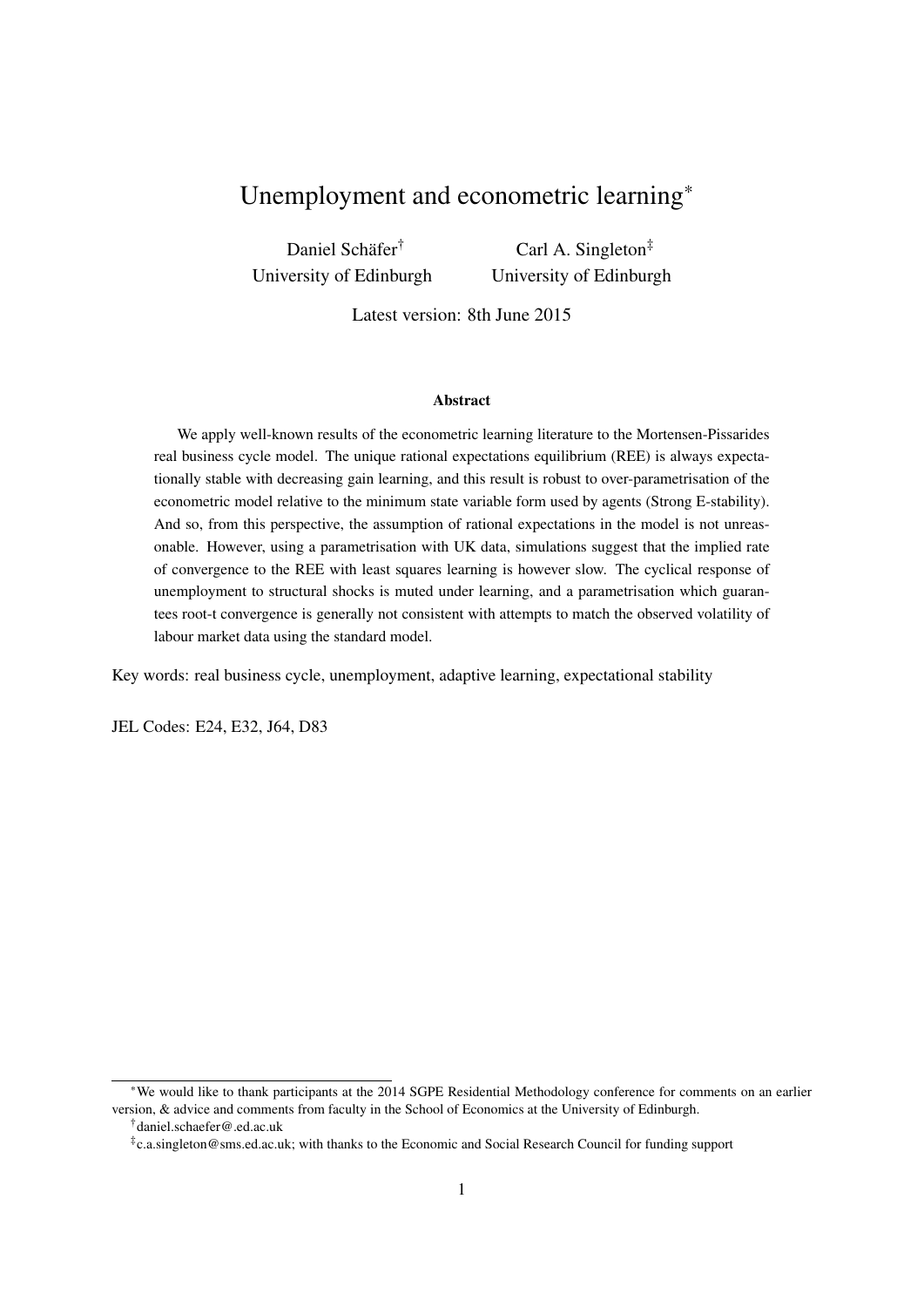# Unemployment and econometric learning*

Daniel Schäfer[†]
University of Edinburgh

Carl A. Singleton[‡]
University of Edinburgh

Latest version: 8th June 2015

### Abstract

We apply well-known results of the econometric learning literature to the Mortensen-Pissarides real business cycle model. The unique rational expectations equilibrium (REE) is always expectationally stable with decreasing gain learning, and this result is robust to over-parametrisation of the econometric model relative to the minimum state variable form used by agents (Strong E-stability). And so, from this perspective, the assumption of rational expectations in the model is not unreasonable. However, using a parametrisation with UK data, simulations suggest that the implied rate of convergence to the REE with least squares learning is however slow. The cyclical response of unemployment to structural shocks is muted under learning, and a parametrisation which guarantees root-t convergence is generally not consistent with attempts to match the observed volatility of labour market data using the standard model.

Key words: real business cycle, unemployment, adaptive learning, expectational stability

JEL Codes: E24, E32, J64, D83

---

*We would like to thank participants at the 2014 SGPE Residential Methodology conference for comments on an earlier version, & advice and comments from faculty in the School of Economics at the University of Edinburgh.

[†]daniel.schaefer@.ed.ac.uk

[‡]c.a.singleton@sms.ed.ac.uk; with thanks to the Economic and Social Research Council for funding support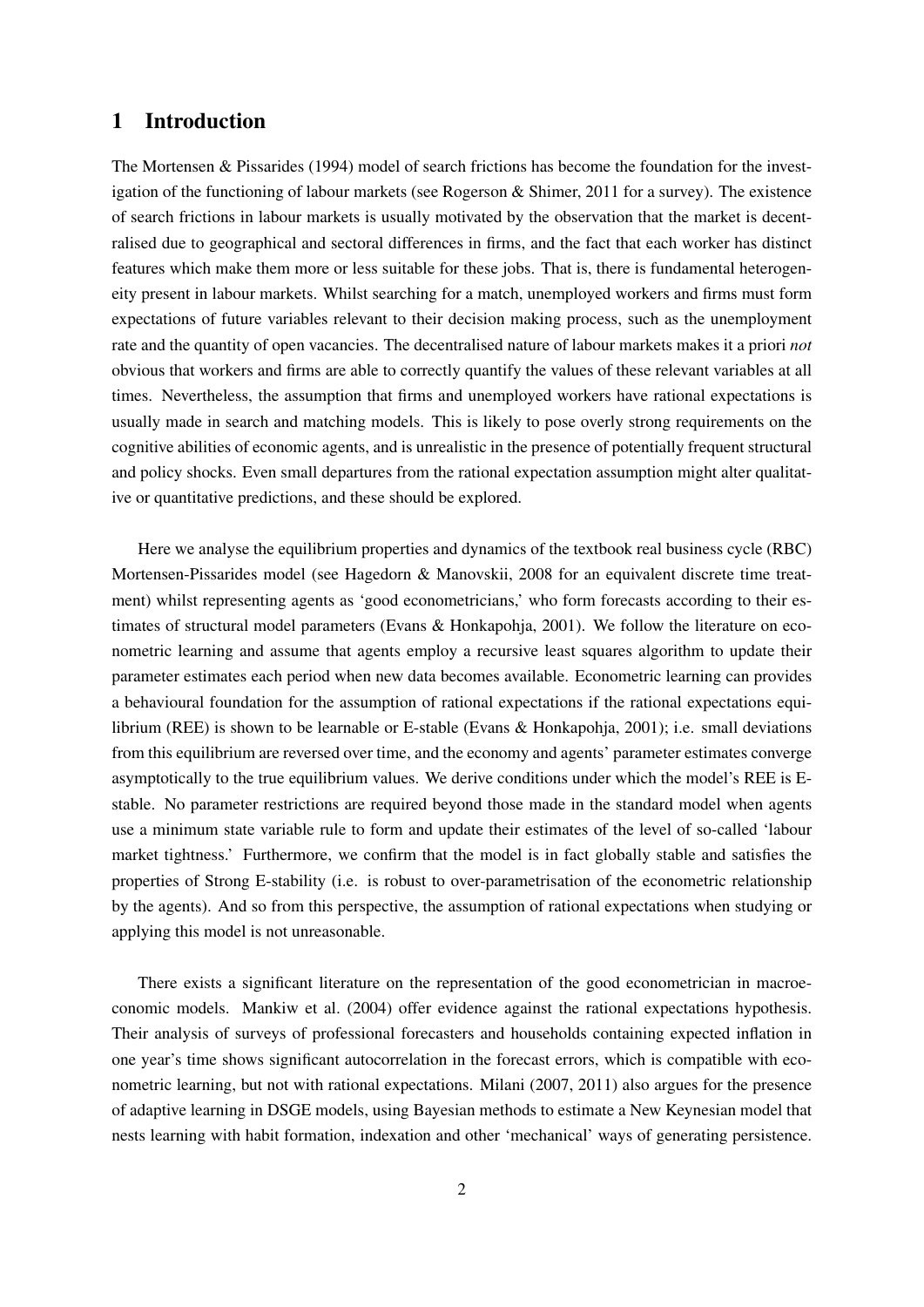# 1 Introduction

The Mortensen & Pissarides (1994) model of search frictions has become the foundation for the investigation of the functioning of labour markets (see Rogerson & Shimer, 2011 for a survey). The existence of search frictions in labour markets is usually motivated by the observation that the market is decentralised due to geographical and sectoral differences in firms, and the fact that each worker has distinct features which make them more or less suitable for these jobs. That is, there is fundamental heterogeneity present in labour markets. Whilst searching for a match, unemployed workers and firms must form expectations of future variables relevant to their decision making process, such as the unemployment rate and the quantity of open vacancies. The decentralised nature of labour markets makes it a priori *not* obvious that workers and firms are able to correctly quantify the values of these relevant variables at all times. Nevertheless, the assumption that firms and unemployed workers have rational expectations is usually made in search and matching models. This is likely to pose overly strong requirements on the cognitive abilities of economic agents, and is unrealistic in the presence of potentially frequent structural and policy shocks. Even small departures from the rational expectation assumption might alter qualitative or quantitative predictions, and these should be explored.

Here we analyse the equilibrium properties and dynamics of the textbook real business cycle (RBC) Mortensen-Pissarides model (see Hagedorn & Manovskii, 2008 for an equivalent discrete time treatment) whilst representing agents as 'good econometricians,' who form forecasts according to their estimates of structural model parameters (Evans & Honkapohja, 2001). We follow the literature on econometric learning and assume that agents employ a recursive least squares algorithm to update their parameter estimates each period when new data becomes available. Econometric learning can provides a behavioural foundation for the assumption of rational expectations if the rational expectations equilibrium (REE) is shown to be learnable or E-stable (Evans & Honkapohja, 2001); i.e. small deviations from this equilibrium are reversed over time, and the economy and agents' parameter estimates converge asymptotically to the true equilibrium values. We derive conditions under which the model's REE is E-stable. No parameter restrictions are required beyond those made in the standard model when agents use a minimum state variable rule to form and update their estimates of the level of so-called 'labour market tightness.' Furthermore, we confirm that the model is in fact globally stable and satisfies the properties of Strong E-stability (i.e. is robust to over-parametrisation of the econometric relationship by the agents). And so from this perspective, the assumption of rational expectations when studying or applying this model is not unreasonable.

There exists a significant literature on the representation of the good econometrician in macroeconomic models. Mankiw et al. (2004) offer evidence against the rational expectations hypothesis. Their analysis of surveys of professional forecasters and households containing expected inflation in one year's time shows significant autocorrelation in the forecast errors, which is compatible with econometric learning, but not with rational expectations. Milani (2007, 2011) also argues for the presence of adaptive learning in DSGE models, using Bayesian methods to estimate a New Keynesian model that nests learning with habit formation, indexation and other 'mechanical' ways of generating persistence.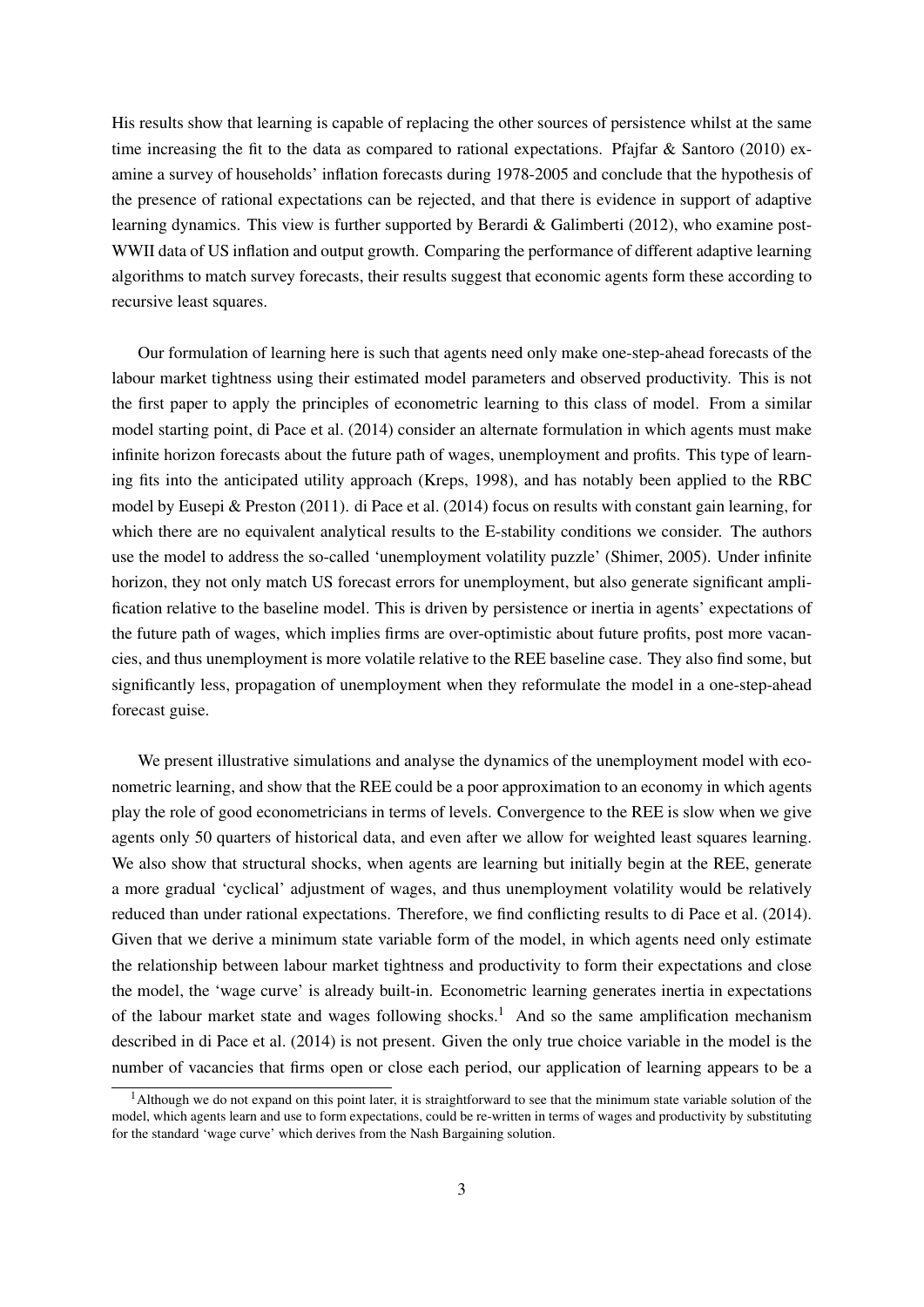His results show that learning is capable of replacing the other sources of persistence whilst at the same time increasing the fit to the data as compared to rational expectations. Pfajfar & Santoro (2010) examine a survey of households' inflation forecasts during 1978-2005 and conclude that the hypothesis of the presence of rational expectations can be rejected, and that there is evidence in support of adaptive learning dynamics. This view is further supported by Berardi & Galimberti (2012), who examine post-WWII data of US inflation and output growth. Comparing the performance of different adaptive learning algorithms to match survey forecasts, their results suggest that economic agents form these according to recursive least squares.

Our formulation of learning here is such that agents need only make one-step-ahead forecasts of the labour market tightness using their estimated model parameters and observed productivity. This is not the first paper to apply the principles of econometric learning to this class of model. From a similar model starting point, di Pace et al. (2014) consider an alternate formulation in which agents must make infinite horizon forecasts about the future path of wages, unemployment and profits. This type of learning fits into the anticipated utility approach (Kreps, 1998), and has notably been applied to the RBC model by Eusepi & Preston (2011). di Pace et al. (2014) focus on results with constant gain learning, for which there are no equivalent analytical results to the E-stability conditions we consider. The authors use the model to address the so-called 'unemployment volatility puzzle' (Shimer, 2005). Under infinite horizon, they not only match US forecast errors for unemployment, but also generate significant amplification relative to the baseline model. This is driven by persistence or inertia in agents' expectations of the future path of wages, which implies firms are over-optimistic about future profits, post more vacancies, and thus unemployment is more volatile relative to the REE baseline case. They also find some, but significantly less, propagation of unemployment when they reformulate the model in a one-step-ahead forecast guise.

We present illustrative simulations and analyse the dynamics of the unemployment model with econometric learning, and show that the REE could be a poor approximation to an economy in which agents play the role of good econometricians in terms of levels. Convergence to the REE is slow when we give agents only 50 quarters of historical data, and even after we allow for weighted least squares learning. We also show that structural shocks, when agents are learning but initially begin at the REE, generate a more gradual 'cyclical' adjustment of wages, and thus unemployment volatility would be relatively reduced than under rational expectations. Therefore, we find conflicting results to di Pace et al. (2014). Given that we derive a minimum state variable form of the model, in which agents need only estimate the relationship between labour market tightness and productivity to form their expectations and close the model, the 'wage curve' is already built-in. Econometric learning generates inertia in expectations of the labour market state and wages following shocks.[1] And so the same amplification mechanism described in di Pace et al. (2014) is not present. Given the only true choice variable in the model is the number of vacancies that firms open or close each period, our application of learning appears to be a

[1] Although we do not expand on this point later, it is straightforward to see that the minimum state variable solution of the model, which agents learn and use to form expectations, could be re-written in terms of wages and productivity by substituting for the standard 'wage curve' which derives from the Nash Bargaining solution.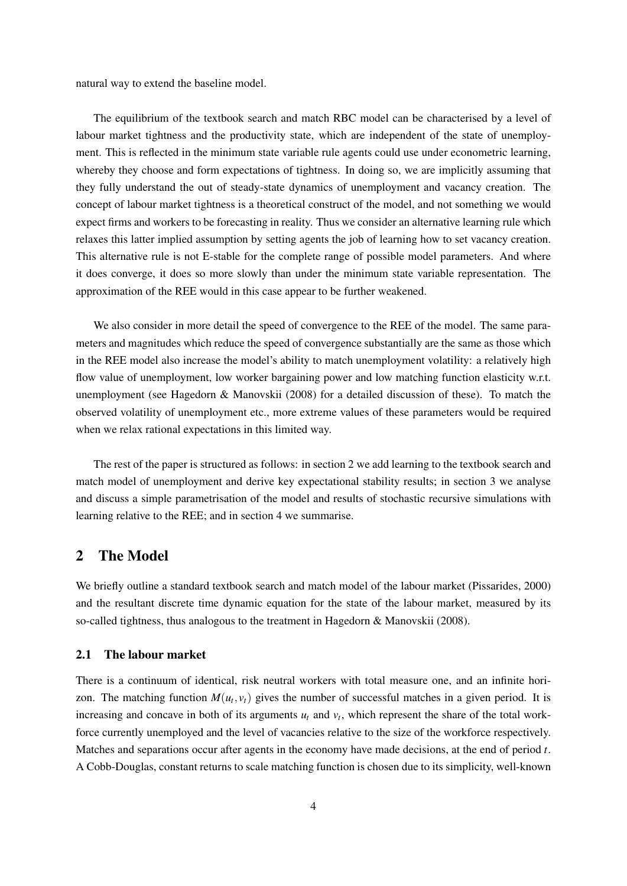natural way to extend the baseline model.

The equilibrium of the textbook search and match RBC model can be characterised by a level of labour market tightness and the productivity state, which are independent of the state of unemployment. This is reflected in the minimum state variable rule agents could use under econometric learning, whereby they choose and form expectations of tightness. In doing so, we are implicitly assuming that they fully understand the out of steady-state dynamics of unemployment and vacancy creation. The concept of labour market tightness is a theoretical construct of the model, and not something we would expect firms and workers to be forecasting in reality. Thus we consider an alternative learning rule which relaxes this latter implied assumption by setting agents the job of learning how to set vacancy creation. This alternative rule is not E-stable for the complete range of possible model parameters. And where it does converge, it does so more slowly than under the minimum state variable representation. The approximation of the REE would in this case appear to be further weakened.

We also consider in more detail the speed of convergence to the REE of the model. The same parameters and magnitudes which reduce the speed of convergence substantially are the same as those which in the REE model also increase the model's ability to match unemployment volatility: a relatively high flow value of unemployment, low worker bargaining power and low matching function elasticity w.r.t. unemployment (see Hagedorn & Manovskii (2008) for a detailed discussion of these). To match the observed volatility of unemployment etc., more extreme values of these parameters would be required when we relax rational expectations in this limited way.

The rest of the paper is structured as follows: in section 2 we add learning to the textbook search and match model of unemployment and derive key expectational stability results; in section 3 we analyse and discuss a simple parametrisation of the model and results of stochastic recursive simulations with learning relative to the REE; and in section 4 we summarise.

## 2 The Model

We briefly outline a standard textbook search and match model of the labour market (Pissarides, 2000) and the resultant discrete time dynamic equation for the state of the labour market, measured by its so-called tightness, thus analogous to the treatment in Hagedorn & Manovskii (2008).

### 2.1 The labour market

There is a continuum of identical, risk neutral workers with total measure one, and an infinite horizon. The matching function $M(u_t, v_t)$ gives the number of successful matches in a given period. It is increasing and concave in both of its arguments $u_t$ and $v_t$, which represent the share of the total workforce currently unemployed and the level of vacancies relative to the size of the workforce respectively. Matches and separations occur after agents in the economy have made decisions, at the end of period $t$. A Cobb-Douglas, constant returns to scale matching function is chosen due to its simplicity, well-known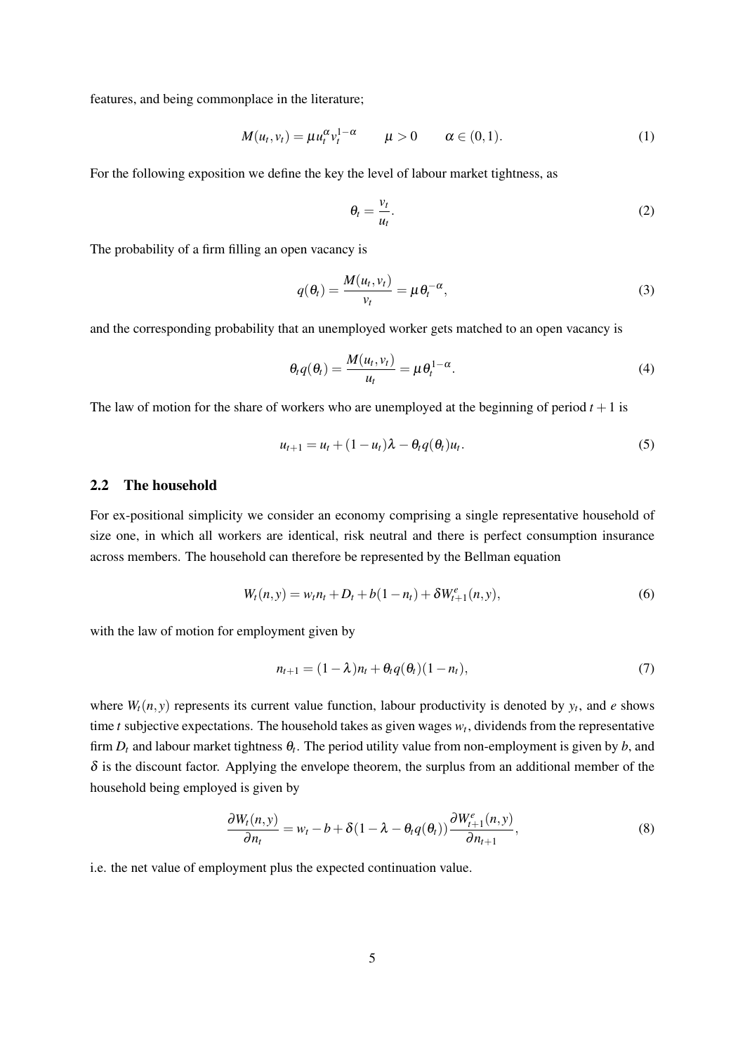features, and being commonplace in the literature;

$$M(u_t, v_t) = \mu u_t^{\alpha} v_t^{1-\alpha} \qquad \mu > 0 \qquad \alpha \in (0,1). \tag{1}$$

For the following exposition we define the key the level of labour market tightness, as

$$\theta_t = \frac{v_t}{u_t}. \tag{2}$$

The probability of a firm filling an open vacancy is

$$q(\theta_t) = \frac{M(u_t, v_t)}{v_t} = \mu \theta_t^{-\alpha}, \tag{3}$$

and the corresponding probability that an unemployed worker gets matched to an open vacancy is

$$\theta_t q(\theta_t) = \frac{M(u_t, v_t)}{u_t} = \mu \theta_t^{1-\alpha}. \tag{4}$$

The law of motion for the share of workers who are unemployed at the beginning of period $t+1$ is

$$u_{t+1} = u_t + (1-u_t)\lambda - \theta_t q(\theta_t) u_t. \tag{5}$$

### 2.2 The household

For ex-positional simplicity we consider an economy comprising a single representative household of size one, in which all workers are identical, risk neutral and there is perfect consumption insurance across members. The household can therefore be represented by the Bellman equation

$$W_t(n,y) = w_t n_t + D_t + b(1-n_t) + \delta W_{t+1}^e(n,y), \tag{6}$$

with the law of motion for employment given by

$$n_{t+1} = (1-\lambda)n_t + \theta_t q(\theta_t)(1-n_t), \tag{7}$$

where $W_t(n,y)$ represents its current value function, labour productivity is denoted by $y_t$, and $e$ shows time $t$ subjective expectations. The household takes as given wages $w_t$, dividends from the representative firm $D_t$ and labour market tightness $\theta_t$. The period utility value from non-employment is given by $b$, and $\delta$ is the discount factor. Applying the envelope theorem, the surplus from an additional member of the household being employed is given by

$$\frac{\partial W_t(n,y)}{\partial n_t} = w_t - b + \delta(1 - \lambda - \theta_t q(\theta_t)) \frac{\partial W_{t+1}^e(n,y)}{\partial n_{t+1}}, \tag{8}$$

i.e. the net value of employment plus the expected continuation value.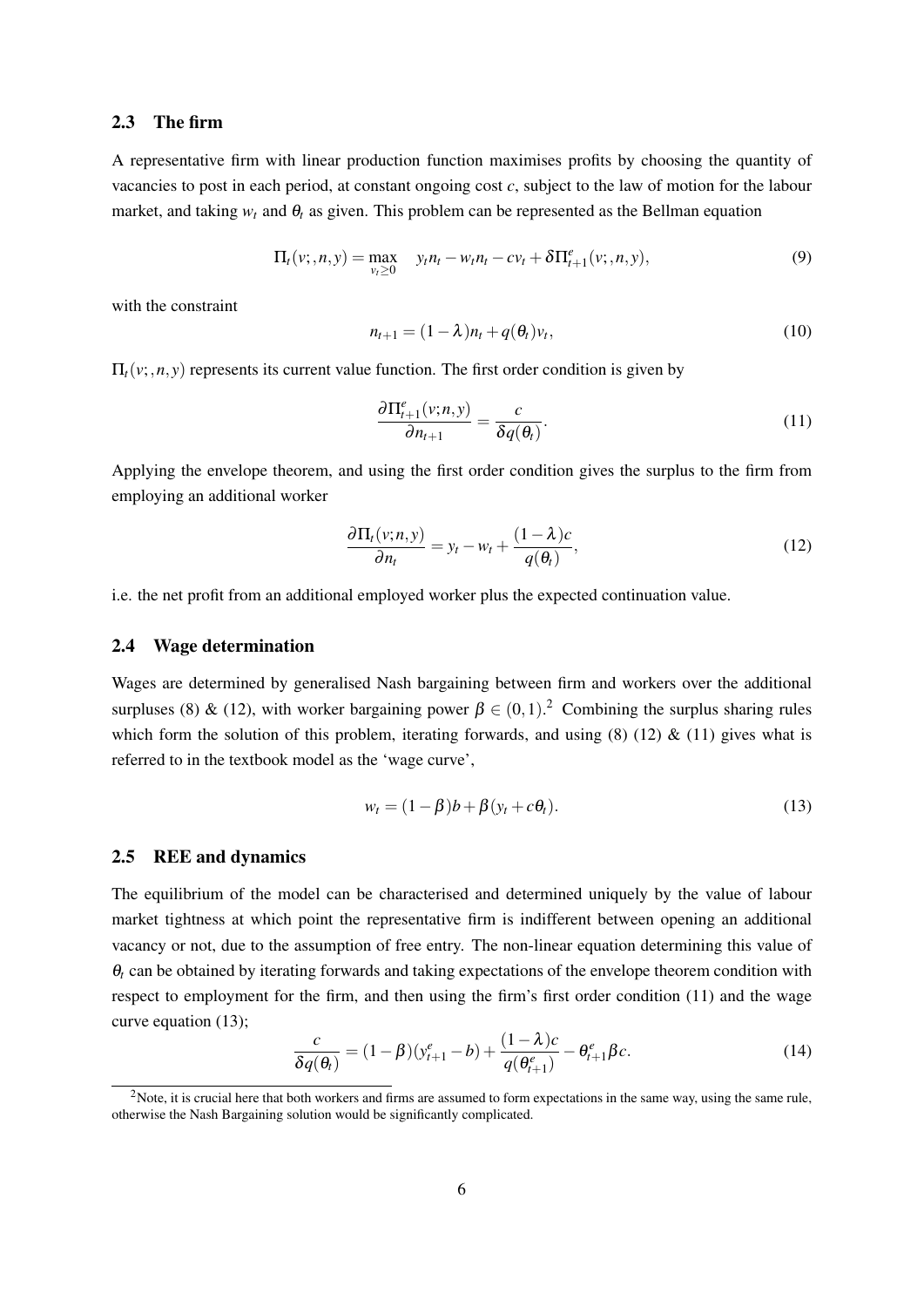### 2.3 The firm

A representative firm with linear production function maximises profits by choosing the quantity of vacancies to post in each period, at constant ongoing cost $c$, subject to the law of motion for the labour market, and taking $w_t$ and $\theta_t$ as given. This problem can be represented as the Bellman equation

$$\Pi_t(v;,n,y) = \max_{v_t \geq 0} \quad y_t n_t - w_t n_t - c v_t + \delta \Pi^e_{t+1}(v;,n,y), \tag{9}$$

with the constraint

$$n_{t+1} = (1-\lambda)n_t + q(\theta_t)v_t, \tag{10}$$

$\Pi_t(v;,n,y)$ represents its current value function. The first order condition is given by

$$\frac{\partial \Pi^e_{t+1}(v;n,y)}{\partial n_{t+1}} = \frac{c}{\delta q(\theta_t)}. \tag{11}$$

Applying the envelope theorem, and using the first order condition gives the surplus to the firm from employing an additional worker

$$\frac{\partial \Pi_t(v;n,y)}{\partial n_t} = y_t - w_t + \frac{(1-\lambda)c}{q(\theta_t)}, \tag{12}$$

i.e. the net profit from an additional employed worker plus the expected continuation value.

### 2.4 Wage determination

Wages are determined by generalised Nash bargaining between firm and workers over the additional surpluses (8) & (12), with worker bargaining power $\beta \in (0,1)$.[2] Combining the surplus sharing rules which form the solution of this problem, iterating forwards, and using (8) (12) & (11) gives what is referred to in the textbook model as the 'wage curve',

$$w_t = (1-\beta)b + \beta(y_t + c\theta_t). \tag{13}$$

### 2.5 REE and dynamics

The equilibrium of the model can be characterised and determined uniquely by the value of labour market tightness at which point the representative firm is indifferent between opening an additional vacancy or not, due to the assumption of free entry. The non-linear equation determining this value of $\theta_t$ can be obtained by iterating forwards and taking expectations of the envelope theorem condition with respect to employment for the firm, and then using the firm's first order condition (11) and the wage curve equation (13);

$$\frac{c}{\delta q(\theta_t)} = (1-\beta)(y^e_{t+1} - b) + \frac{(1-\lambda)c}{q(\theta^e_{t+1})} - \theta^e_{t+1}\beta c. \tag{14}$$

[2] Note, it is crucial here that both workers and firms are assumed to form expectations in the same way, using the same rule, otherwise the Nash Bargaining solution would be significantly complicated.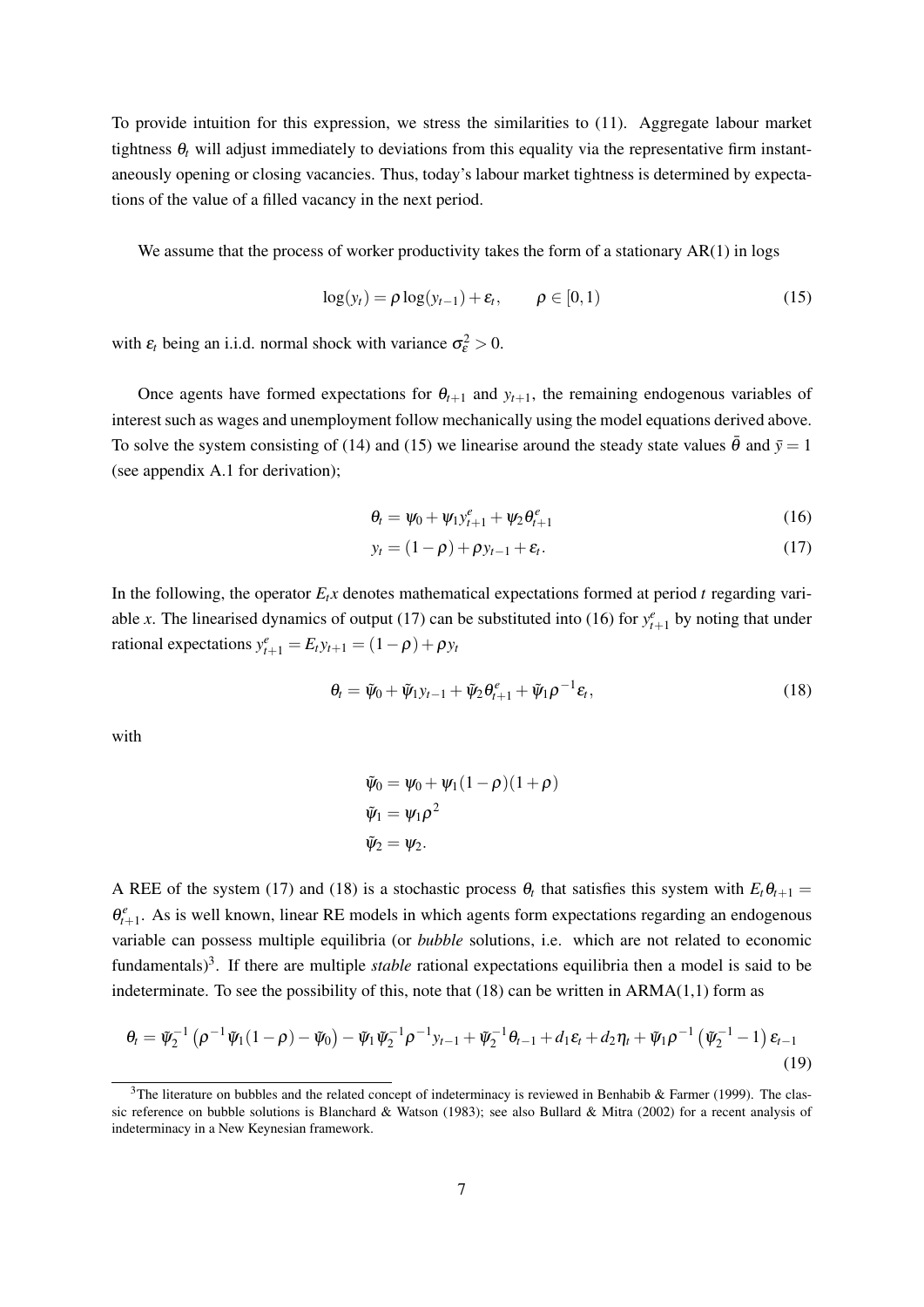To provide intuition for this expression, we stress the similarities to (11). Aggregate labour market tightness $\theta_t$ will adjust immediately to deviations from this equality via the representative firm instantaneously opening or closing vacancies. Thus, today's labour market tightness is determined by expectations of the value of a filled vacancy in the next period.

We assume that the process of worker productivity takes the form of a stationary AR(1) in logs

$$\log(y_t) = \rho \log(y_{t-1}) + \varepsilon_t, \qquad \rho \in [0,1) \tag{15}$$

with $\varepsilon_t$ being an i.i.d. normal shock with variance $\sigma_\varepsilon^2 > 0$.

Once agents have formed expectations for $\theta_{t+1}$ and $y_{t+1}$, the remaining endogenous variables of interest such as wages and unemployment follow mechanically using the model equations derived above. To solve the system consisting of (14) and (15) we linearise around the steady state values $\bar{\theta}$ and $\bar{y} = 1$ (see appendix A.1 for derivation);

$$\theta_t = \psi_0 + \psi_1 y_{t+1}^e + \psi_2 \theta_{t+1}^e \tag{16}$$

$$y_t = (1-\rho) + \rho y_{t-1} + \varepsilon_t. \tag{17}$$

In the following, the operator $E_t x$ denotes mathematical expectations formed at period $t$ regarding variable $x$. The linearised dynamics of output (17) can be substituted into (16) for $y_{t+1}^e$ by noting that under rational expectations $y_{t+1}^e = E_t y_{t+1} = (1-\rho) + \rho y_t$

$$\theta_t = \tilde{\psi}_0 + \tilde{\psi}_1 y_{t-1} + \tilde{\psi}_2 \theta_{t+1}^e + \tilde{\psi}_1 \rho^{-1} \varepsilon_t, \tag{18}$$

with

$$\tilde{\psi}_0 = \psi_0 + \psi_1 (1-\rho)(1+\rho)$$
$$\tilde{\psi}_1 = \psi_1 \rho^2$$
$$\tilde{\psi}_2 = \psi_2.$$

A REE of the system (17) and (18) is a stochastic process $\theta_t$ that satisfies this system with $E_t \theta_{t+1} = \theta_{t+1}^e$. As is well known, linear RE models in which agents form expectations regarding an endogenous variable can possess multiple equilibria (or *bubble* solutions, i.e. which are not related to economic fundamentals)[3]. If there are multiple *stable* rational expectations equilibria then a model is said to be indeterminate. To see the possibility of this, note that (18) can be written in ARMA(1,1) form as

$$\theta_t = \tilde{\psi}_2^{-1}\left(\rho^{-1}\tilde{\psi}_1(1-\rho) - \tilde{\psi}_0\right) - \tilde{\psi}_1 \tilde{\psi}_2^{-1} \rho^{-1} y_{t-1} + \tilde{\psi}_2^{-1} \theta_{t-1} + d_1 \varepsilon_t + d_2 \eta_t + \tilde{\psi}_1 \rho^{-1}\left(\tilde{\psi}_2^{-1} - 1\right) \varepsilon_{t-1} \tag{19}$$

[3] The literature on bubbles and the related concept of indeterminacy is reviewed in Benhabib & Farmer (1999). The classic reference on bubble solutions is Blanchard & Watson (1983); see also Bullard & Mitra (2002) for a recent analysis of indeterminacy in a New Keynesian framework.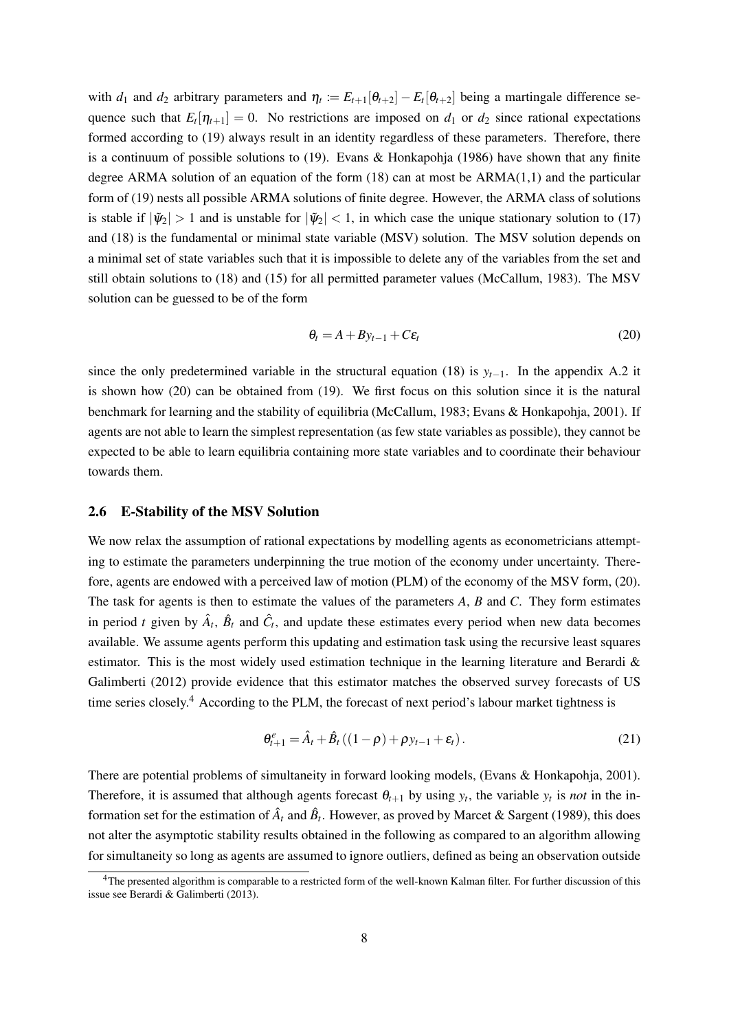with $d_1$ and $d_2$ arbitrary parameters and $\eta_t := E_{t+1}[\theta_{t+2}] - E_t[\theta_{t+2}]$ being a martingale difference sequence such that $E_t[\eta_{t+1}] = 0$. No restrictions are imposed on $d_1$ or $d_2$ since rational expectations formed according to (19) always result in an identity regardless of these parameters. Therefore, there is a continuum of possible solutions to (19). Evans & Honkapohja (1986) have shown that any finite degree ARMA solution of an equation of the form (18) can at most be ARMA(1,1) and the particular form of (19) nests all possible ARMA solutions of finite degree. However, the ARMA class of solutions is stable if $|\tilde{\psi}_2| > 1$ and is unstable for $|\tilde{\psi}_2| < 1$, in which case the unique stationary solution to (17) and (18) is the fundamental or minimal state variable (MSV) solution. The MSV solution depends on a minimal set of state variables such that it is impossible to delete any of the variables from the set and still obtain solutions to (18) and (15) for all permitted parameter values (McCallum, 1983). The MSV solution can be guessed to be of the form

$$\theta_t = A + By_{t-1} + C\varepsilon_t \tag{20}$$

since the only predetermined variable in the structural equation (18) is $y_{t-1}$. In the appendix A.2 it is shown how (20) can be obtained from (19). We first focus on this solution since it is the natural benchmark for learning and the stability of equilibria (McCallum, 1983; Evans & Honkapohja, 2001). If agents are not able to learn the simplest representation (as few state variables as possible), they cannot be expected to be able to learn equilibria containing more state variables and to coordinate their behaviour towards them.

## 2.6 E-Stability of the MSV Solution

We now relax the assumption of rational expectations by modelling agents as econometricians attempting to estimate the parameters underpinning the true motion of the economy under uncertainty. Therefore, agents are endowed with a perceived law of motion (PLM) of the economy of the MSV form, (20). The task for agents is then to estimate the values of the parameters $A$, $B$ and $C$. They form estimates in period $t$ given by $\hat{A}_t$, $\hat{B}_t$ and $\hat{C}_t$, and update these estimates every period when new data becomes available. We assume agents perform this updating and estimation task using the recursive least squares estimator. This is the most widely used estimation technique in the learning literature and Berardi & Galimberti (2012) provide evidence that this estimator matches the observed survey forecasts of US time series closely.[4] According to the PLM, the forecast of next period's labour market tightness is

$$\theta^e_{t+1} = \hat{A}_t + \hat{B}_t\left((1-\rho) + \rho y_{t-1} + \varepsilon_t\right). \tag{21}$$

There are potential problems of simultaneity in forward looking models, (Evans & Honkapohja, 2001). Therefore, it is assumed that although agents forecast $\theta_{t+1}$ by using $y_t$, the variable $y_t$ is *not* in the information set for the estimation of $\hat{A}_t$ and $\hat{B}_t$. However, as proved by Marcet & Sargent (1989), this does not alter the asymptotic stability results obtained in the following as compared to an algorithm allowing for simultaneity so long as agents are assumed to ignore outliers, defined as being an observation outside

[4] The presented algorithm is comparable to a restricted form of the well-known Kalman filter. For further discussion of this issue see Berardi & Galimberti (2013).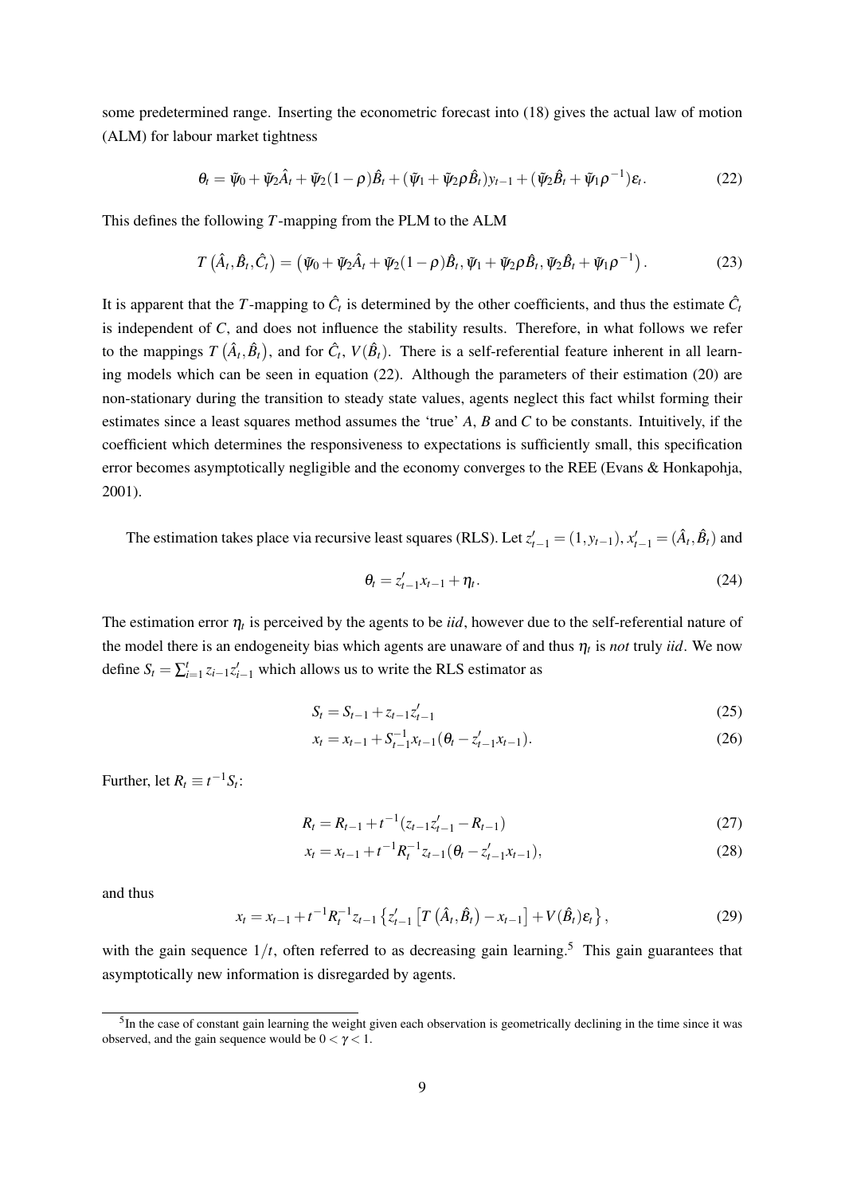some predetermined range. Inserting the econometric forecast into (18) gives the actual law of motion (ALM) for labour market tightness

$$\theta_t = \tilde{\psi}_0 + \tilde{\psi}_2 \hat{A}_t + \tilde{\psi}_2(1-\rho)\hat{B}_t + (\tilde{\psi}_1 + \tilde{\psi}_2 \rho \hat{B}_t) y_{t-1} + (\tilde{\psi}_2 \hat{B}_t + \tilde{\psi}_1 \rho^{-1})\varepsilon_t. \tag{22}$$

This defines the following $T$-mapping from the PLM to the ALM

$$T\left(\hat{A}_t, \hat{B}_t, \hat{C}_t\right) = \left(\tilde{\psi}_0 + \tilde{\psi}_2 \hat{A}_t + \tilde{\psi}_2(1-\rho)\hat{B}_t, \tilde{\psi}_1 + \tilde{\psi}_2 \rho \hat{B}_t, \tilde{\psi}_2 \hat{B}_t + \tilde{\psi}_1 \rho^{-1}\right). \tag{23}$$

It is apparent that the $T$-mapping to $\hat{C}_t$ is determined by the other coefficients, and thus the estimate $\hat{C}_t$ is independent of $C$, and does not influence the stability results. Therefore, in what follows we refer to the mappings $T\left(\hat{A}_t, \hat{B}_t\right)$, and for $\hat{C}_t$, $V(\hat{B}_t)$. There is a self-referential feature inherent in all learning models which can be seen in equation (22). Although the parameters of their estimation (20) are non-stationary during the transition to steady state values, agents neglect this fact whilst forming their estimates since a least squares method assumes the 'true' $A$, $B$ and $C$ to be constants. Intuitively, if the coefficient which determines the responsiveness to expectations is sufficiently small, this specification error becomes asymptotically negligible and the economy converges to the REE (Evans & Honkapohja, 2001).

The estimation takes place via recursive least squares (RLS). Let $z'_{t-1} = (1, y_{t-1})$, $x'_{t-1} = (\hat{A}_t, \hat{B}_t)$ and

$$\theta_t = z'_{t-1} x_{t-1} + \eta_t. \tag{24}$$

The estimation error $\eta_t$ is perceived by the agents to be *iid*, however due to the self-referential nature of the model there is an endogeneity bias which agents are unaware of and thus $\eta_t$ is *not* truly *iid*. We now define $S_t = \sum_{i=1}^{t} z_{i-1} z'_{i-1}$ which allows us to write the RLS estimator as

$$S_t = S_{t-1} + z_{t-1} z'_{t-1} \tag{25}$$

$$x_t = x_{t-1} + S_{t-1}^{-1} x_{t-1}(\theta_t - z'_{t-1} x_{t-1}). \tag{26}$$

Further, let $R_t \equiv t^{-1} S_t$:

$$R_t = R_{t-1} + t^{-1}(z_{t-1} z'_{t-1} - R_{t-1}) \tag{27}$$

$$x_t = x_{t-1} + t^{-1} R_t^{-1} z_{t-1}(\theta_t - z'_{t-1} x_{t-1}), \tag{28}$$

and thus

$$x_t = x_{t-1} + t^{-1} R_t^{-1} z_{t-1} \left\{ z'_{t-1} \left[ T\left(\hat{A}_t, \hat{B}_t\right) - x_{t-1} \right] + V(\hat{B}_t)\varepsilon_t \right\}, \tag{29}$$

with the gain sequence $1/t$, often referred to as decreasing gain learning.[5] This gain guarantees that asymptotically new information is disregarded by agents.

[5] In the case of constant gain learning the weight given each observation is geometrically declining in the time since it was observed, and the gain sequence would be $0 < \gamma < 1$.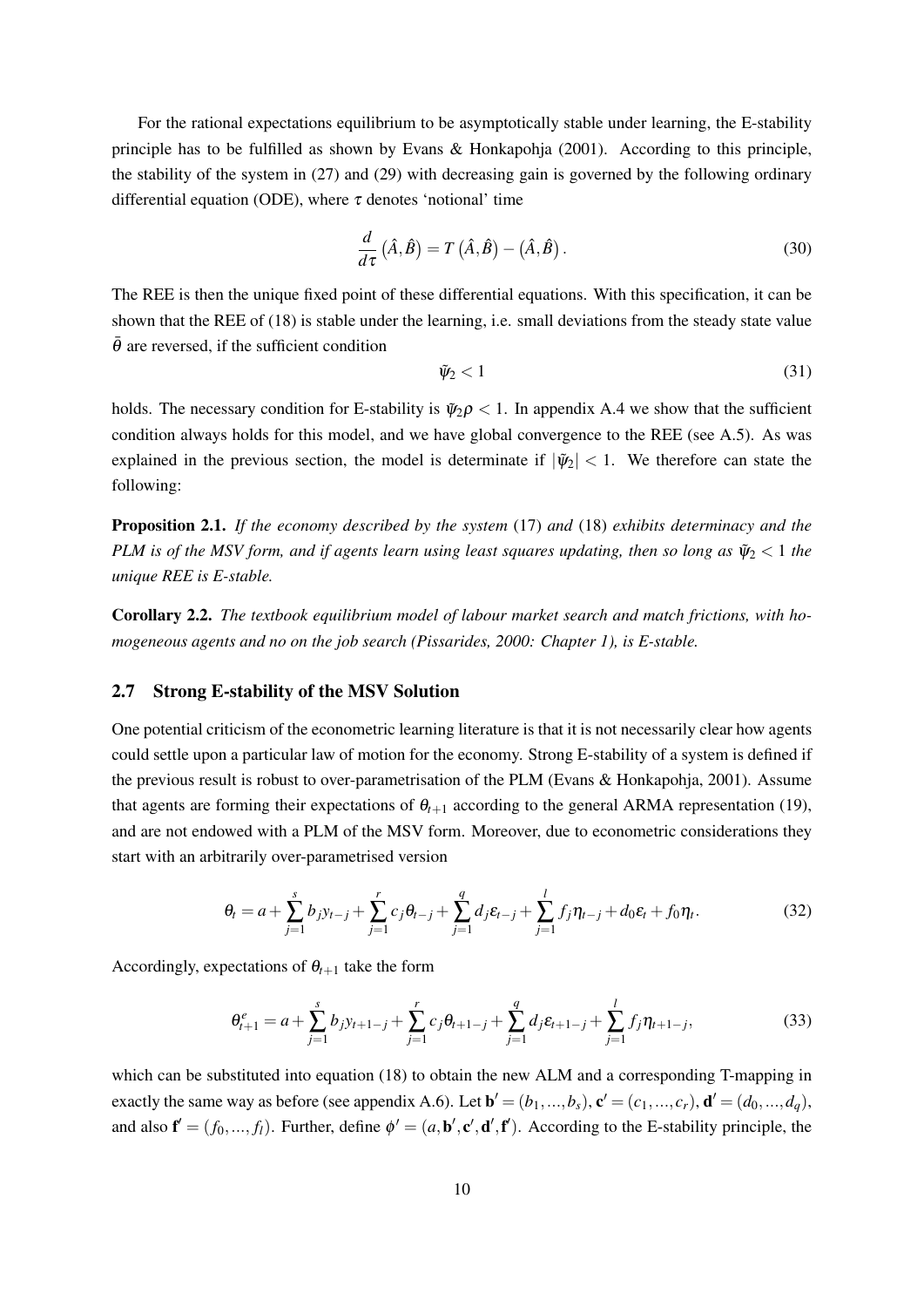For the rational expectations equilibrium to be asymptotically stable under learning, the E-stability principle has to be fulfilled as shown by Evans & Honkapohja (2001). According to this principle, the stability of the system in (27) and (29) with decreasing gain is governed by the following ordinary differential equation (ODE), where $\tau$ denotes 'notional' time

$$\frac{d}{d\tau}\left(\hat{A},\hat{B}\right) = T\left(\hat{A},\hat{B}\right) - \left(\hat{A},\hat{B}\right). \tag{30}$$

The REE is then the unique fixed point of these differential equations. With this specification, it can be shown that the REE of (18) is stable under the learning, i.e. small deviations from the steady state value $\bar{\theta}$ are reversed, if the sufficient condition

$$\tilde{\psi}_2 < 1 \tag{31}$$

holds. The necessary condition for E-stability is $\tilde{\psi}_2\rho < 1$. In appendix A.4 we show that the sufficient condition always holds for this model, and we have global convergence to the REE (see A.5). As was explained in the previous section, the model is determinate if $|\tilde{\psi}_2| < 1$. We therefore can state the following:

**Proposition 2.1.** *If the economy described by the system* (17) *and* (18) *exhibits determinacy and the PLM is of the MSV form, and if agents learn using least squares updating, then so long as $\tilde{\psi}_2 < 1$ the unique REE is E-stable.*

**Corollary 2.2.** *The textbook equilibrium model of labour market search and match frictions, with homogeneous agents and no on the job search (Pissarides, 2000: Chapter 1), is E-stable.*

## 2.7 Strong E-stability of the MSV Solution

One potential criticism of the econometric learning literature is that it is not necessarily clear how agents could settle upon a particular law of motion for the economy. Strong E-stability of a system is defined if the previous result is robust to over-parametrisation of the PLM (Evans & Honkapohja, 2001). Assume that agents are forming their expectations of $\theta_{t+1}$ according to the general ARMA representation (19), and are not endowed with a PLM of the MSV form. Moreover, due to econometric considerations they start with an arbitrarily over-parametrised version

$$\theta_t = a + \sum_{j=1}^{s} b_j y_{t-j} + \sum_{j=1}^{r} c_j \theta_{t-j} + \sum_{j=1}^{q} d_j \varepsilon_{t-j} + \sum_{j=1}^{l} f_j \eta_{t-j} + d_0 \varepsilon_t + f_0 \eta_t. \tag{32}$$

Accordingly, expectations of $\theta_{t+1}$ take the form

$$\theta^e_{t+1} = a + \sum_{j=1}^{s} b_j y_{t+1-j} + \sum_{j=1}^{r} c_j \theta_{t+1-j} + \sum_{j=1}^{q} d_j \varepsilon_{t+1-j} + \sum_{j=1}^{l} f_j \eta_{t+1-j}, \tag{33}$$

which can be substituted into equation (18) to obtain the new ALM and a corresponding T-mapping in exactly the same way as before (see appendix A.6). Let $\mathbf{b}' = (b_1,...,b_s)$, $\mathbf{c}' = (c_1,...,c_r)$, $\mathbf{d}' = (d_0,...,d_q)$, and also $\mathbf{f}' = (f_0,...,f_l)$. Further, define $\phi' = (a,\mathbf{b}',\mathbf{c}',\mathbf{d}',\mathbf{f}')$. According to the E-stability principle, the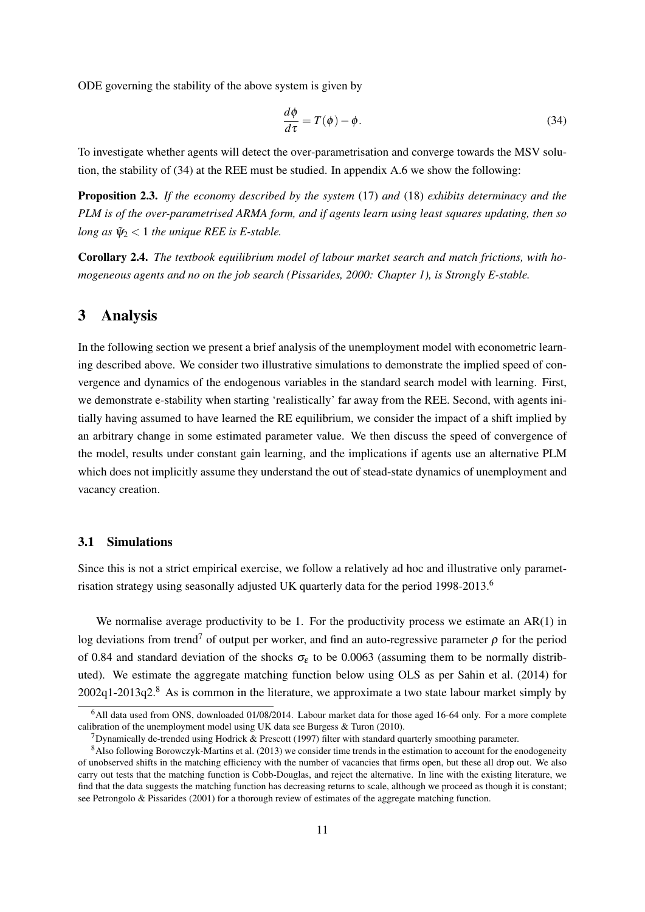ODE governing the stability of the above system is given by

$$\frac{d\phi}{d\tau} = T(\phi) - \phi. \tag{34}$$

To investigate whether agents will detect the over-parametrisation and converge towards the MSV solution, the stability of (34) at the REE must be studied. In appendix A.6 we show the following:

**Proposition 2.3.** *If the economy described by the system* (17) *and* (18) *exhibits determinacy and the PLM is of the over-parametrised ARMA form, and if agents learn using least squares updating, then so long as* $\tilde{\psi}_2 < 1$ *the unique REE is E-stable.*

**Corollary 2.4.** *The textbook equilibrium model of labour market search and match frictions, with homogeneous agents and no on the job search (Pissarides, 2000: Chapter 1), is Strongly E-stable.*

# 3 Analysis

In the following section we present a brief analysis of the unemployment model with econometric learning described above. We consider two illustrative simulations to demonstrate the implied speed of convergence and dynamics of the endogenous variables in the standard search model with learning. First, we demonstrate e-stability when starting 'realistically' far away from the REE. Second, with agents initially having assumed to have learned the RE equilibrium, we consider the impact of a shift implied by an arbitrary change in some estimated parameter value. We then discuss the speed of convergence of the model, results under constant gain learning, and the implications if agents use an alternative PLM which does not implicitly assume they understand the out of stead-state dynamics of unemployment and vacancy creation.

## 3.1 Simulations

Since this is not a strict empirical exercise, we follow a relatively ad hoc and illustrative only parametrisation strategy using seasonally adjusted UK quarterly data for the period 1998-2013.[6]

We normalise average productivity to be 1. For the productivity process we estimate an AR(1) in log deviations from trend[7] of output per worker, and find an auto-regressive parameter $\rho$ for the period of 0.84 and standard deviation of the shocks $\sigma_\varepsilon$ to be 0.0063 (assuming them to be normally distributed). We estimate the aggregate matching function below using OLS as per Sahin et al. (2014) for 2002q1-2013q2.[8] As is common in the literature, we approximate a two state labour market simply by

[6] All data used from ONS, downloaded 01/08/2014. Labour market data for those aged 16-64 only. For a more complete calibration of the unemployment model using UK data see Burgess & Turon (2010).

[7] Dynamically de-trended using Hodrick & Prescott (1997) filter with standard quarterly smoothing parameter.

[8] Also following Borowczyk-Martins et al. (2013) we consider time trends in the estimation to account for the enodogeneity of unobserved shifts in the matching efficiency with the number of vacancies that firms open, but these all drop out. We also carry out tests that the matching function is Cobb-Douglas, and reject the alternative. In line with the existing literature, we find that the data suggests the matching function has decreasing returns to scale, although we proceed as though it is constant; see Petrongolo & Pissarides (2001) for a thorough review of estimates of the aggregate matching function.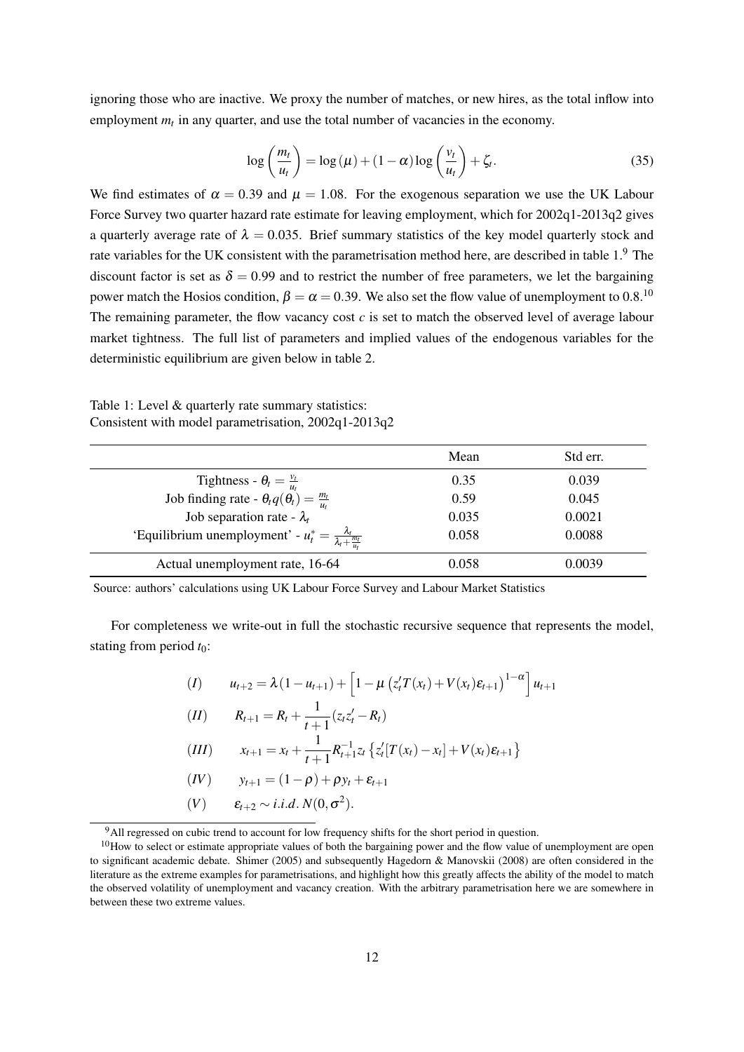ignoring those who are inactive. We proxy the number of matches, or new hires, as the total inflow into employment $m_t$ in any quarter, and use the total number of vacancies in the economy.

$$\log\left(\frac{m_t}{u_t}\right) = \log(\mu) + (1-\alpha)\log\left(\frac{v_t}{u_t}\right) + \zeta_t. \tag{35}$$

We find estimates of $\alpha = 0.39$ and $\mu = 1.08$. For the exogenous separation we use the UK Labour Force Survey two quarter hazard rate estimate for leaving employment, which for 2002q1-2013q2 gives a quarterly average rate of $\lambda = 0.035$. Brief summary statistics of the key model quarterly stock and rate variables for the UK consistent with the parametrisation method here, are described in table 1.[9] The discount factor is set as $\delta = 0.99$ and to restrict the number of free parameters, we let the bargaining power match the Hosios condition, $\beta = \alpha = 0.39$. We also set the flow value of unemployment to 0.8.[10] The remaining parameter, the flow vacancy cost $c$ is set to match the observed level of average labour market tightness. The full list of parameters and implied values of the endogenous variables for the deterministic equilibrium are given below in table 2.

Table 1: Level & quarterly rate summary statistics:
Consistent with model parametrisation, 2002q1-2013q2

| | Mean | Std err. |
|---|---|---|
| Tightness - $\theta_t = \frac{v_t}{u_t}$ | 0.35 | 0.039 |
| Job finding rate - $\theta_t q(\theta_t) = \frac{m_t}{u_t}$ | 0.59 | 0.045 |
| Job separation rate - $\lambda_t$ | 0.035 | 0.0021 |
| 'Equilibrium unemployment' - $u_t^* = \frac{\lambda_t}{\lambda_t + \frac{m_t}{u_t}}$ | 0.058 | 0.0088 |
| Actual unemployment rate, 16-64 | 0.058 | 0.0039 |

Source: authors' calculations using UK Labour Force Survey and Labour Market Statistics

For completeness we write-out in full the stochastic recursive sequence that represents the model, stating from period $t_0$:

$$(I) \qquad u_{t+2} = \lambda(1-u_{t+1}) + \left[1 - \mu\left(z_t'T(x_t) + V(x_t)\varepsilon_{t+1}\right)^{1-\alpha}\right]u_{t+1}$$

$$(II) \qquad R_{t+1} = R_t + \frac{1}{t+1}(z_t z_t' - R_t)$$

$$(III) \qquad x_{t+1} = x_t + \frac{1}{t+1}R_{t+1}^{-1}z_t\left\{z_t'[T(x_t) - x_t] + V(x_t)\varepsilon_{t+1}\right\}$$

$$(IV) \qquad y_{t+1} = (1-\rho) + \rho y_t + \varepsilon_{t+1}$$

$$(V) \qquad \varepsilon_{t+2} \sim i.i.d.\, N(0, \sigma^2).$$

[9] All regressed on cubic trend to account for low frequency shifts for the short period in question.

[10] How to select or estimate appropriate values of both the bargaining power and the flow value of unemployment are open to significant academic debate. Shimer (2005) and subsequently Hagedorn & Manovskii (2008) are often considered in the literature as the extreme examples for parametrisations, and highlight how this greatly affects the ability of the model to match the observed volatility of unemployment and vacancy creation. With the arbitrary parametrisation here we are somewhere in between these two extreme values.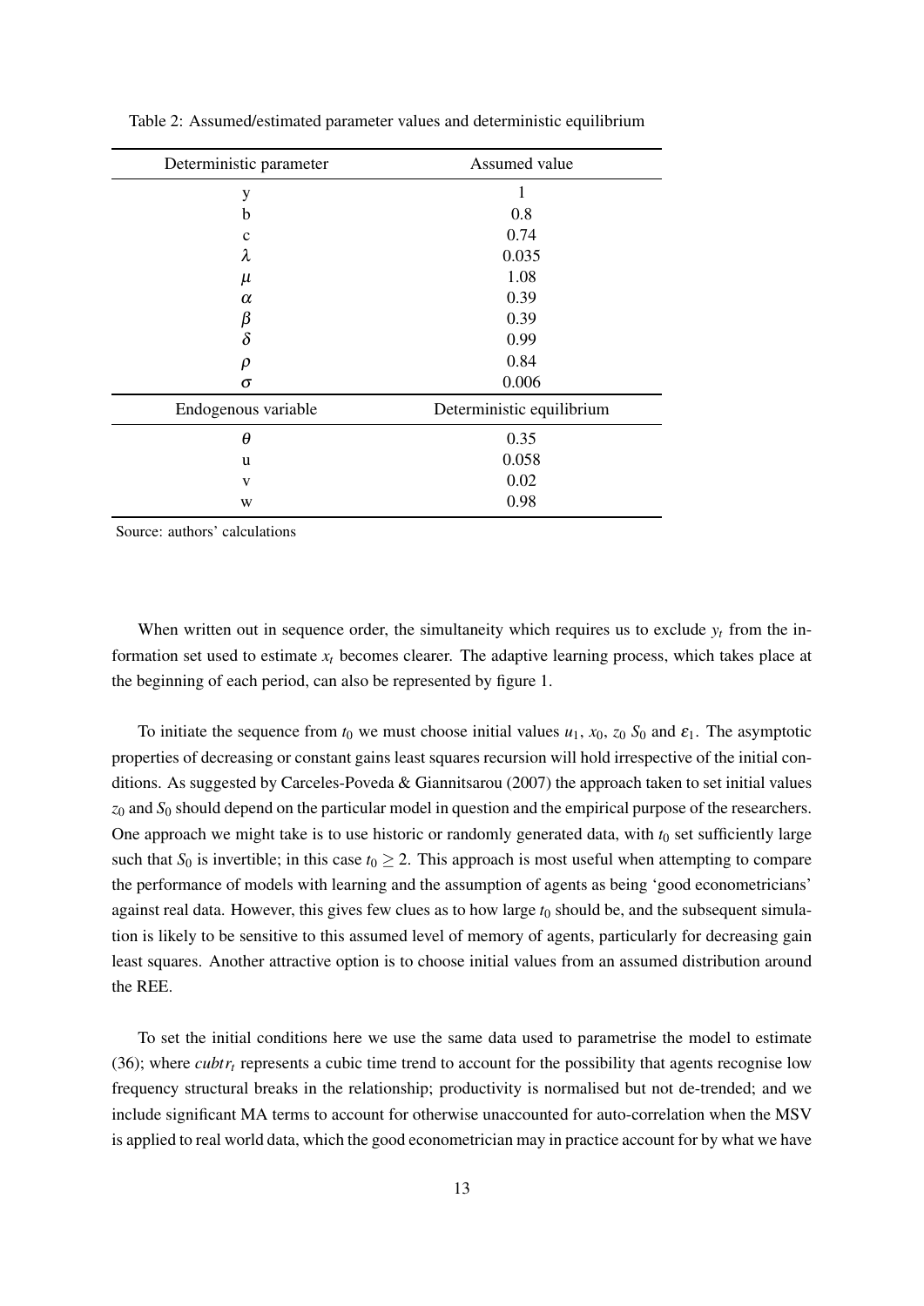Table 2: Assumed/estimated parameter values and deterministic equilibrium

| Deterministic parameter | Assumed value |
|---|---|
| y | 1 |
| b | 0.8 |
| c | 0.74 |
| $\lambda$ | 0.035 |
| $\mu$ | 1.08 |
| $\alpha$ | 0.39 |
| $\beta$ | 0.39 |
| $\delta$ | 0.99 |
| $\rho$ | 0.84 |
| $\sigma$ | 0.006 |
| **Endogenous variable** | **Deterministic equilibrium** |
| $\theta$ | 0.35 |
| u | 0.058 |
| v | 0.02 |
| w | 0.98 |

Source: authors' calculations

When written out in sequence order, the simultaneity which requires us to exclude $y_t$ from the information set used to estimate $x_t$ becomes clearer. The adaptive learning process, which takes place at the beginning of each period, can also be represented by figure 1.

To initiate the sequence from $t_0$ we must choose initial values $u_1$, $x_0$, $z_0$ $S_0$ and $\varepsilon_1$. The asymptotic properties of decreasing or constant gains least squares recursion will hold irrespective of the initial conditions. As suggested by Carceles-Poveda & Giannitsarou (2007) the approach taken to set initial values $z_0$ and $S_0$ should depend on the particular model in question and the empirical purpose of the researchers. One approach we might take is to use historic or randomly generated data, with $t_0$ set sufficiently large such that $S_0$ is invertible; in this case $t_0 \geq 2$. This approach is most useful when attempting to compare the performance of models with learning and the assumption of agents as being 'good econometricians' against real data. However, this gives few clues as to how large $t_0$ should be, and the subsequent simulation is likely to be sensitive to this assumed level of memory of agents, particularly for decreasing gain least squares. Another attractive option is to choose initial values from an assumed distribution around the REE.

To set the initial conditions here we use the same data used to parametrise the model to estimate (36); where $cubtr_t$ represents a cubic time trend to account for the possibility that agents recognise low frequency structural breaks in the relationship; productivity is normalised but not de-trended; and we include significant MA terms to account for otherwise unaccounted for auto-correlation when the MSV is applied to real world data, which the good econometrician may in practice account for by what we have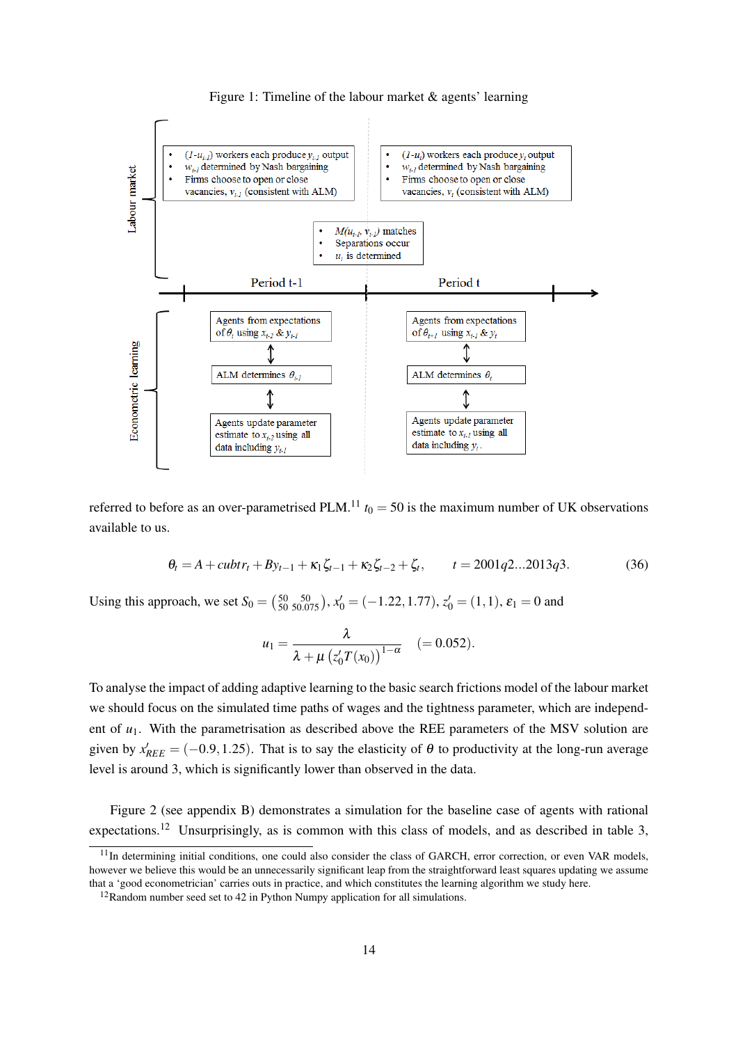Figure 1: Timeline of the labour market & agents' learning

**Labour market**

Period t-1:

- $(1-u_{t-1})$ workers each produce $y_{t-1}$ output
- $w_{t-1}$ determined by Nash bargaining
- Firms choose to open or close vacancies, $v_{t-1}$ (consistent with ALM)

Between periods:

- $M(u_{t-1}, v_{t-1})$ matches
- Separations occur
- $u_t$ is determined

Period t:

- $(1-u_t)$ workers each produce $y_t$ output
- $w_{t-1}$ determined by Nash bargaining
- Firms choose to open or close vacancies, $v_t$ (consistent with ALM)

**Econometric learning**

Period t-1:

- Agents from expectations of $\theta_t$ using $x_{t-2}$ & $y_{t-1}$
- ALM determines $\theta_{t-1}$
- Agents update parameter estimate to $x_{t-2}$ using all data including $y_{t-1}$

Period t:

- Agents from expectations of $\theta_{t-1}$ using $x_{t-1}$ & $y_t$
- ALM determines $\theta_t$
- Agents update parameter estimate to $x_{t-1}$ using all data including $y_t$

referred to before as an over-parametrised PLM.[11] $t_0 = 50$ is the maximum number of UK observations available to us.

$$\theta_t = A + cubtr_t + By_{t-1} + \kappa_1 \zeta_{t-1} + \kappa_2 \zeta_{t-2} + \zeta_t, \qquad t = 2001q2...2013q3. \tag{36}$$

Using this approach, we set $S_0 = \begin{pmatrix} 50 & 50 \\ 50 & 50.075 \end{pmatrix}$, $x_0' = (-1.22, 1.77)$, $z_0' = (1,1)$, $\varepsilon_1 = 0$ and

$$u_1 = \frac{\lambda}{\lambda + \mu \left(z_0' T(x_0)\right)^{1-\alpha}} \quad (= 0.052).$$

To analyse the impact of adding adaptive learning to the basic search frictions model of the labour market we should focus on the simulated time paths of wages and the tightness parameter, which are independent of $u_1$. With the parametrisation as described above the REE parameters of the MSV solution are given by $x_{REE}' = (-0.9, 1.25)$. That is to say the elasticity of $\theta$ to productivity at the long-run average level is around 3, which is significantly lower than observed in the data.

Figure 2 (see appendix B) demonstrates a simulation for the baseline case of agents with rational expectations.[12] Unsurprisingly, as is common with this class of models, and as described in table 3,

[11] In determining initial conditions, one could also consider the class of GARCH, error correction, or even VAR models, however we believe this would be an unnecessarily significant leap from the straightforward least squares updating we assume that a 'good econometrician' carries outs in practice, and which constitutes the learning algorithm we study here.

[12] Random number seed set to 42 in Python Numpy application for all simulations.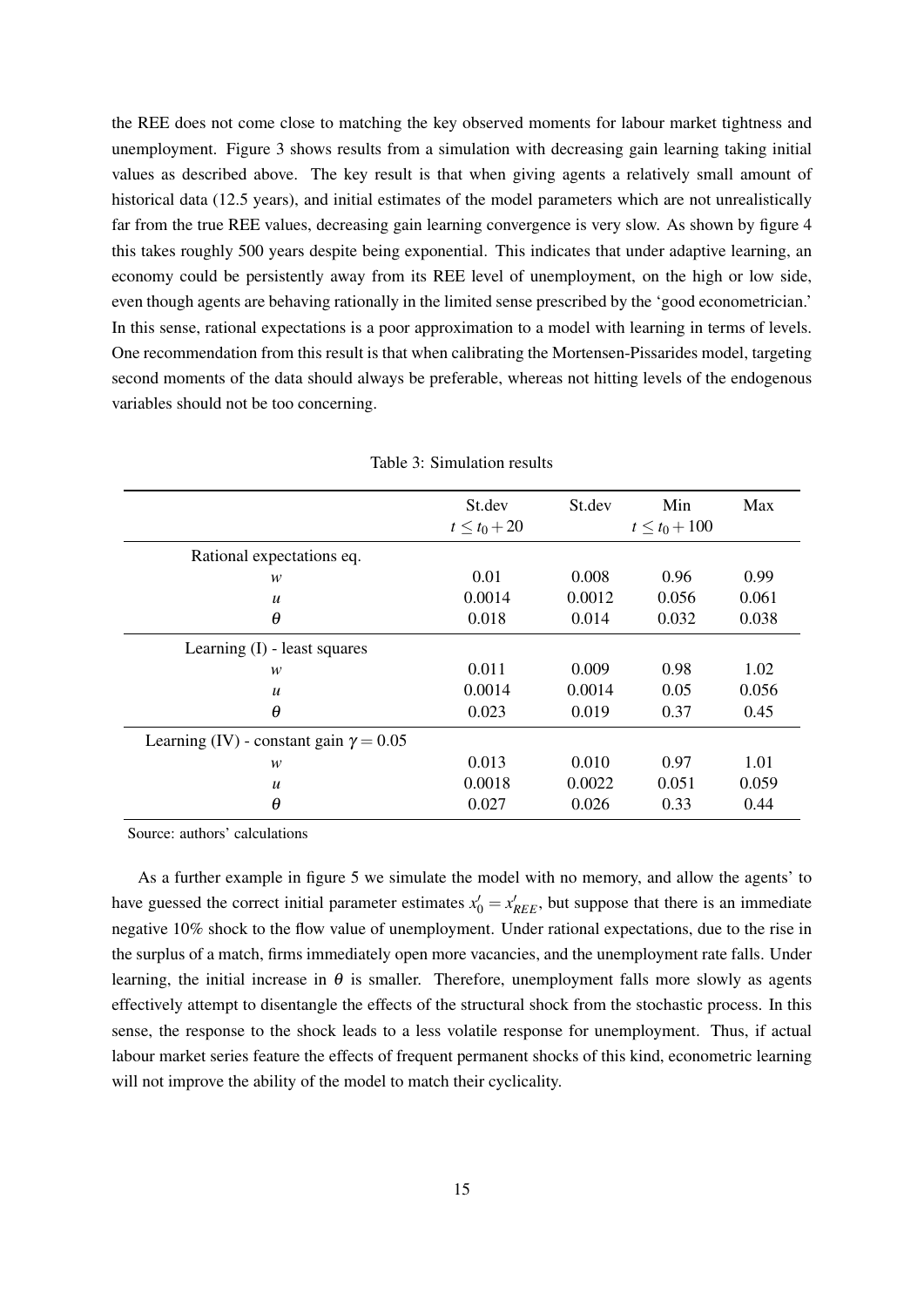the REE does not come close to matching the key observed moments for labour market tightness and unemployment. Figure 3 shows results from a simulation with decreasing gain learning taking initial values as described above. The key result is that when giving agents a relatively small amount of historical data (12.5 years), and initial estimates of the model parameters which are not unrealistically far from the true REE values, decreasing gain learning convergence is very slow. As shown by figure 4 this takes roughly 500 years despite being exponential. This indicates that under adaptive learning, an economy could be persistently away from its REE level of unemployment, on the high or low side, even though agents are behaving rationally in the limited sense prescribed by the 'good econometrician.' In this sense, rational expectations is a poor approximation to a model with learning in terms of levels. One recommendation from this result is that when calibrating the Mortensen-Pissarides model, targeting second moments of the data should always be preferable, whereas not hitting levels of the endogenous variables should not be too concerning.

Table 3: Simulation results

| | St.dev $t \leq t_0 + 20$ | St.dev | Min $t \leq t_0 + 100$ | Max |
|---|---|---|---|---|
| Rational expectations eq. | | | | |
| $w$ | 0.01 | 0.008 | 0.96 | 0.99 |
| $u$ | 0.0014 | 0.0012 | 0.056 | 0.061 |
| $\theta$ | 0.018 | 0.014 | 0.032 | 0.038 |
| Learning (I) - least squares | | | | |
| $w$ | 0.011 | 0.009 | 0.98 | 1.02 |
| $u$ | 0.0014 | 0.0014 | 0.05 | 0.056 |
| $\theta$ | 0.023 | 0.019 | 0.37 | 0.45 |
| Learning (IV) - constant gain $\gamma = 0.05$ | | | | |
| $w$ | 0.013 | 0.010 | 0.97 | 1.01 |
| $u$ | 0.0018 | 0.0022 | 0.051 | 0.059 |
| $\theta$ | 0.027 | 0.026 | 0.33 | 0.44 |

Source: authors' calculations

As a further example in figure 5 we simulate the model with no memory, and allow the agents' to have guessed the correct initial parameter estimates $x_0' = x_{REE}'$, but suppose that there is an immediate negative 10% shock to the flow value of unemployment. Under rational expectations, due to the rise in the surplus of a match, firms immediately open more vacancies, and the unemployment rate falls. Under learning, the initial increase in $\theta$ is smaller. Therefore, unemployment falls more slowly as agents effectively attempt to disentangle the effects of the structural shock from the stochastic process. In this sense, the response to the shock leads to a less volatile response for unemployment. Thus, if actual labour market series feature the effects of frequent permanent shocks of this kind, econometric learning will not improve the ability of the model to match their cyclicality.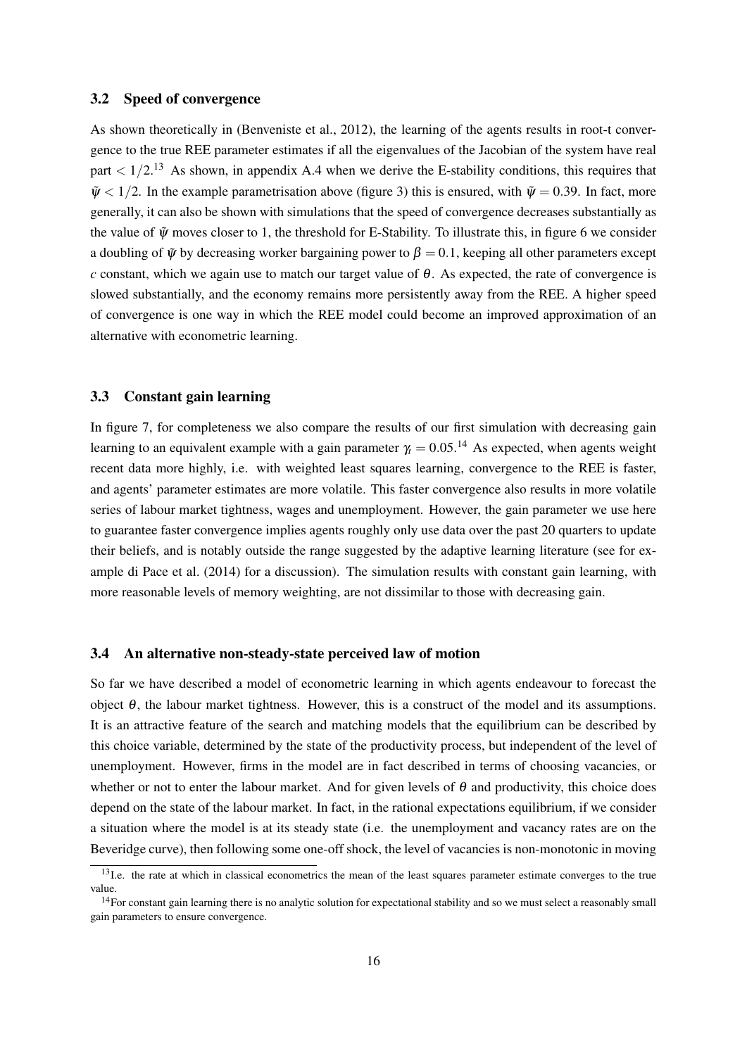### 3.2 Speed of convergence

As shown theoretically in (Benveniste et al., 2012), the learning of the agents results in root-t convergence to the true REE parameter estimates if all the eigenvalues of the Jacobian of the system have real part $< 1/2$.[13] As shown, in appendix A.4 when we derive the E-stability conditions, this requires that $\tilde{\psi} < 1/2$. In the example parametrisation above (figure 3) this is ensured, with $\tilde{\psi} = 0.39$. In fact, more generally, it can also be shown with simulations that the speed of convergence decreases substantially as the value of $\tilde{\psi}$ moves closer to 1, the threshold for E-Stability. To illustrate this, in figure 6 we consider a doubling of $\tilde{\psi}$ by decreasing worker bargaining power to $\beta = 0.1$, keeping all other parameters except $c$ constant, which we again use to match our target value of $\theta$. As expected, the rate of convergence is slowed substantially, and the economy remains more persistently away from the REE. A higher speed of convergence is one way in which the REE model could become an improved approximation of an alternative with econometric learning.

### 3.3 Constant gain learning

In figure 7, for completeness we also compare the results of our first simulation with decreasing gain learning to an equivalent example with a gain parameter $\gamma_t = 0.05$.[14] As expected, when agents weight recent data more highly, i.e. with weighted least squares learning, convergence to the REE is faster, and agents' parameter estimates are more volatile. This faster convergence also results in more volatile series of labour market tightness, wages and unemployment. However, the gain parameter we use here to guarantee faster convergence implies agents roughly only use data over the past 20 quarters to update their beliefs, and is notably outside the range suggested by the adaptive learning literature (see for example di Pace et al. (2014) for a discussion). The simulation results with constant gain learning, with more reasonable levels of memory weighting, are not dissimilar to those with decreasing gain.

### 3.4 An alternative non-steady-state perceived law of motion

So far we have described a model of econometric learning in which agents endeavour to forecast the object $\theta$, the labour market tightness. However, this is a construct of the model and its assumptions. It is an attractive feature of the search and matching models that the equilibrium can be described by this choice variable, determined by the state of the productivity process, but independent of the level of unemployment. However, firms in the model are in fact described in terms of choosing vacancies, or whether or not to enter the labour market. And for given levels of $\theta$ and productivity, this choice does depend on the state of the labour market. In fact, in the rational expectations equilibrium, if we consider a situation where the model is at its steady state (i.e. the unemployment and vacancy rates are on the Beveridge curve), then following some one-off shock, the level of vacancies is non-monotonic in moving

[13] I.e. the rate at which in classical econometrics the mean of the least squares parameter estimate converges to the true value.

[14] For constant gain learning there is no analytic solution for expectational stability and so we must select a reasonably small gain parameters to ensure convergence.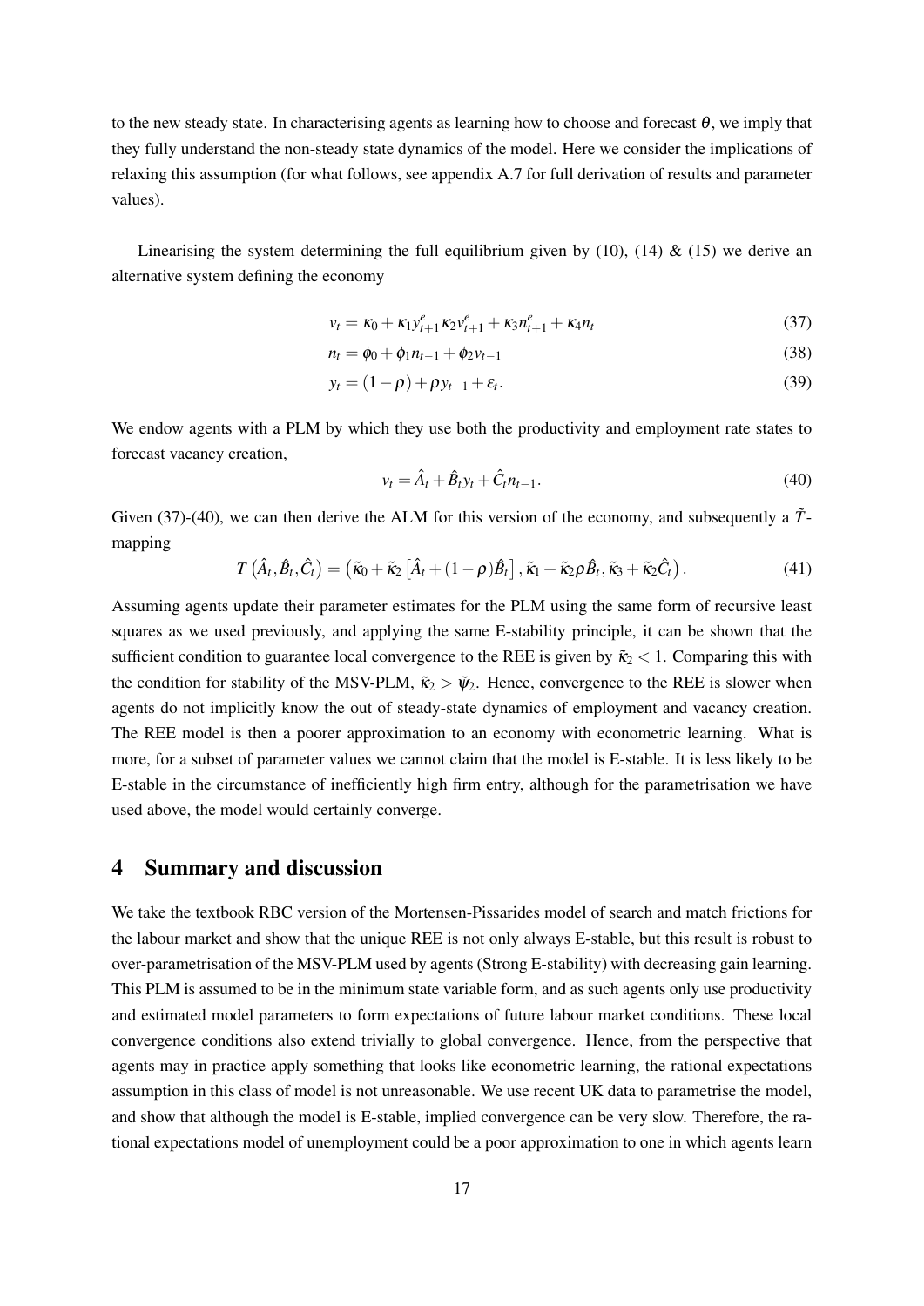to the new steady state. In characterising agents as learning how to choose and forecast $\theta$, we imply that they fully understand the non-steady state dynamics of the model. Here we consider the implications of relaxing this assumption (for what follows, see appendix A.7 for full derivation of results and parameter values).

Linearising the system determining the full equilibrium given by (10), (14) & (15) we derive an alternative system defining the economy

$$v_t = \kappa_0 + \kappa_1 y_{t+1}^e \kappa_2 v_{t+1}^e + \kappa_3 n_{t+1}^e + \kappa_4 n_t \tag{37}$$

$$n_t = \phi_0 + \phi_1 n_{t-1} + \phi_2 v_{t-1} \tag{38}$$

$$y_t = (1-\rho) + \rho y_{t-1} + \varepsilon_t. \tag{39}$$

We endow agents with a PLM by which they use both the productivity and employment rate states to forecast vacancy creation,

$$v_t = \hat{A}_t + \hat{B}_t y_t + \hat{C}_t n_{t-1}. \tag{40}$$

Given (37)-(40), we can then derive the ALM for this version of the economy, and subsequently a $\tilde{T}$-mapping

$$T\left(\hat{A}_t, \hat{B}_t, \hat{C}_t\right) = \left(\tilde{\kappa}_0 + \tilde{\kappa}_2\left[\hat{A}_t + (1-\rho)\hat{B}_t\right], \tilde{\kappa}_1 + \tilde{\kappa}_2 \rho \hat{B}_t, \tilde{\kappa}_3 + \tilde{\kappa}_2 \hat{C}_t\right). \tag{41}$$

Assuming agents update their parameter estimates for the PLM using the same form of recursive least squares as we used previously, and applying the same E-stability principle, it can be shown that the sufficient condition to guarantee local convergence to the REE is given by $\tilde{\kappa}_2 < 1$. Comparing this with the condition for stability of the MSV-PLM, $\tilde{\kappa}_2 > \tilde{\psi}_2$. Hence, convergence to the REE is slower when agents do not implicitly know the out of steady-state dynamics of employment and vacancy creation. The REE model is then a poorer approximation to an economy with econometric learning. What is more, for a subset of parameter values we cannot claim that the model is E-stable. It is less likely to be E-stable in the circumstance of inefficiently high firm entry, although for the parametrisation we have used above, the model would certainly converge.

## 4 Summary and discussion

We take the textbook RBC version of the Mortensen-Pissarides model of search and match frictions for the labour market and show that the unique REE is not only always E-stable, but this result is robust to over-parametrisation of the MSV-PLM used by agents (Strong E-stability) with decreasing gain learning. This PLM is assumed to be in the minimum state variable form, and as such agents only use productivity and estimated model parameters to form expectations of future labour market conditions. These local convergence conditions also extend trivially to global convergence. Hence, from the perspective that agents may in practice apply something that looks like econometric learning, the rational expectations assumption in this class of model is not unreasonable. We use recent UK data to parametrise the model, and show that although the model is E-stable, implied convergence can be very slow. Therefore, the rational expectations model of unemployment could be a poor approximation to one in which agents learn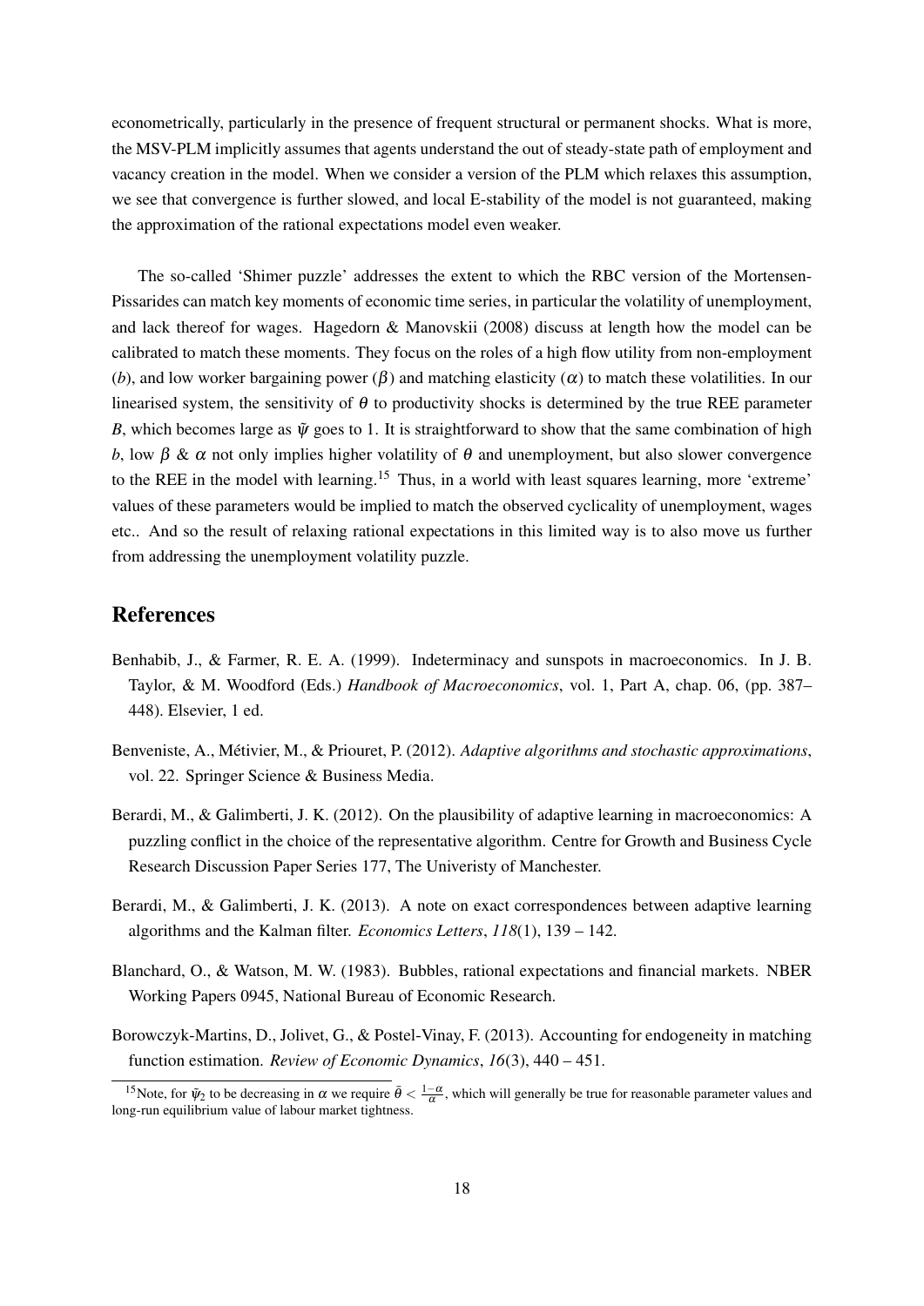econometrically, particularly in the presence of frequent structural or permanent shocks. What is more, the MSV-PLM implicitly assumes that agents understand the out of steady-state path of employment and vacancy creation in the model. When we consider a version of the PLM which relaxes this assumption, we see that convergence is further slowed, and local E-stability of the model is not guaranteed, making the approximation of the rational expectations model even weaker.

The so-called 'Shimer puzzle' addresses the extent to which the RBC version of the Mortensen-Pissarides can match key moments of economic time series, in particular the volatility of unemployment, and lack thereof for wages. Hagedorn & Manovskii (2008) discuss at length how the model can be calibrated to match these moments. They focus on the roles of a high flow utility from non-employment ($b$), and low worker bargaining power ($\beta$) and matching elasticity ($\alpha$) to match these volatilities. In our linearised system, the sensitivity of $\theta$ to productivity shocks is determined by the true REE parameter $B$, which becomes large as $\tilde{\psi}$ goes to 1. It is straightforward to show that the same combination of high $b$, low $\beta$ & $\alpha$ not only implies higher volatility of $\theta$ and unemployment, but also slower convergence to the REE in the model with learning.[15] Thus, in a world with least squares learning, more 'extreme' values of these parameters would be implied to match the observed cyclicality of unemployment, wages etc.. And so the result of relaxing rational expectations in this limited way is to also move us further from addressing the unemployment volatility puzzle.

# References

Benhabib, J., & Farmer, R. E. A. (1999). Indeterminacy and sunspots in macroeconomics. In J. B. Taylor, & M. Woodford (Eds.) *Handbook of Macroeconomics*, vol. 1, Part A, chap. 06, (pp. 387–448). Elsevier, 1 ed.

Benveniste, A., Métivier, M., & Priouret, P. (2012). *Adaptive algorithms and stochastic approximations*, vol. 22. Springer Science & Business Media.

Berardi, M., & Galimberti, J. K. (2012). On the plausibility of adaptive learning in macroeconomics: A puzzling conflict in the choice of the representative algorithm. Centre for Growth and Business Cycle Research Discussion Paper Series 177, The Univeristy of Manchester.

Berardi, M., & Galimberti, J. K. (2013). A note on exact correspondences between adaptive learning algorithms and the Kalman filter. *Economics Letters*, *118*(1), 139 – 142.

Blanchard, O., & Watson, M. W. (1983). Bubbles, rational expectations and financial markets. NBER Working Papers 0945, National Bureau of Economic Research.

Borowczyk-Martins, D., Jolivet, G., & Postel-Vinay, F. (2013). Accounting for endogeneity in matching function estimation. *Review of Economic Dynamics*, *16*(3), 440 – 451.

[15] Note, for $\tilde{\psi}_2$ to be decreasing in $\alpha$ we require $\bar{\theta} < \frac{1-\alpha}{\alpha}$, which will generally be true for reasonable parameter values and long-run equilibrium value of labour market tightness.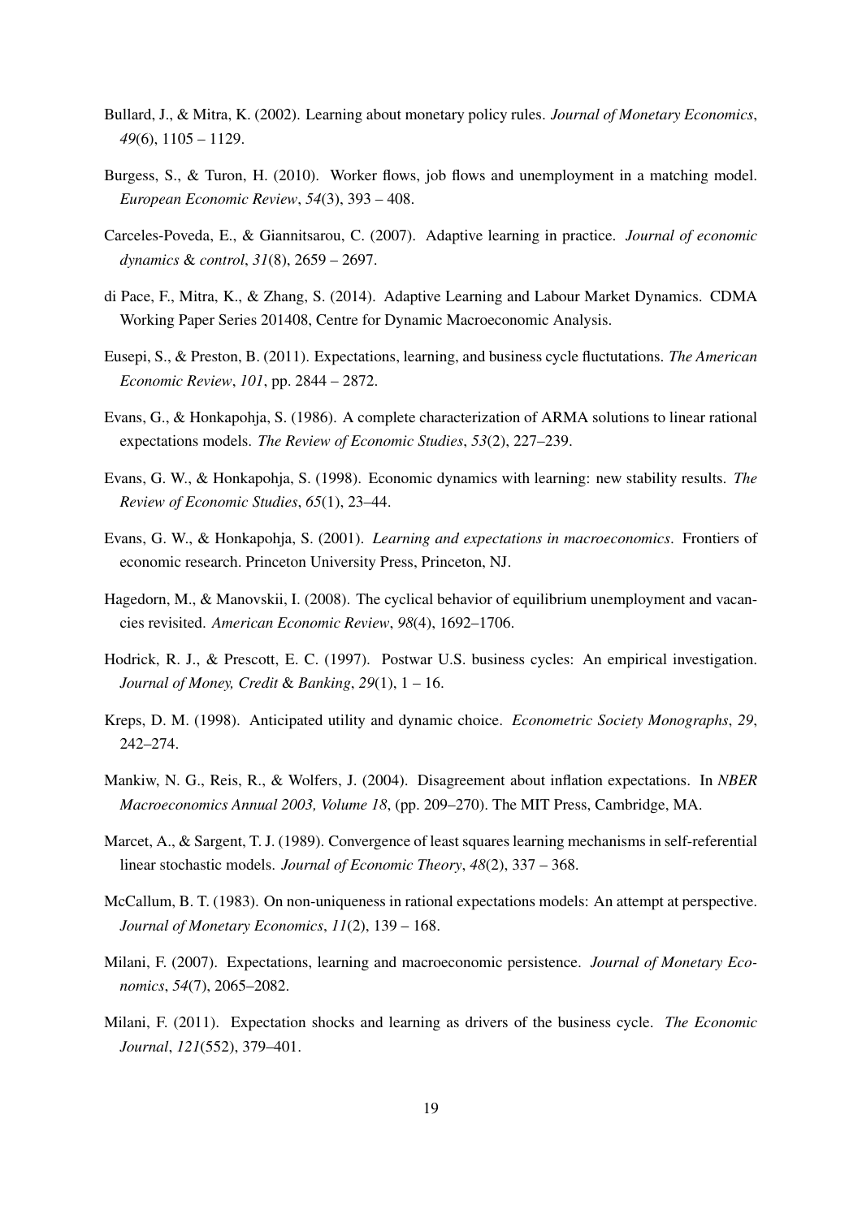Bullard, J., & Mitra, K. (2002). Learning about monetary policy rules. *Journal of Monetary Economics*, *49*(6), 1105 – 1129.

Burgess, S., & Turon, H. (2010). Worker flows, job flows and unemployment in a matching model. *European Economic Review*, *54*(3), 393 – 408.

Carceles-Poveda, E., & Giannitsarou, C. (2007). Adaptive learning in practice. *Journal of economic dynamics & control*, *31*(8), 2659 – 2697.

di Pace, F., Mitra, K., & Zhang, S. (2014). Adaptive Learning and Labour Market Dynamics. CDMA Working Paper Series 201408, Centre for Dynamic Macroeconomic Analysis.

Eusepi, S., & Preston, B. (2011). Expectations, learning, and business cycle fluctutations. *The American Economic Review*, *101*, pp. 2844 – 2872.

Evans, G., & Honkapohja, S. (1986). A complete characterization of ARMA solutions to linear rational expectations models. *The Review of Economic Studies*, *53*(2), 227–239.

Evans, G. W., & Honkapohja, S. (1998). Economic dynamics with learning: new stability results. *The Review of Economic Studies*, *65*(1), 23–44.

Evans, G. W., & Honkapohja, S. (2001). *Learning and expectations in macroeconomics*. Frontiers of economic research. Princeton University Press, Princeton, NJ.

Hagedorn, M., & Manovskii, I. (2008). The cyclical behavior of equilibrium unemployment and vacancies revisited. *American Economic Review*, *98*(4), 1692–1706.

Hodrick, R. J., & Prescott, E. C. (1997). Postwar U.S. business cycles: An empirical investigation. *Journal of Money, Credit & Banking*, *29*(1), 1 – 16.

Kreps, D. M. (1998). Anticipated utility and dynamic choice. *Econometric Society Monographs*, *29*, 242–274.

Mankiw, N. G., Reis, R., & Wolfers, J. (2004). Disagreement about inflation expectations. In *NBER Macroeconomics Annual 2003, Volume 18*, (pp. 209–270). The MIT Press, Cambridge, MA.

Marcet, A., & Sargent, T. J. (1989). Convergence of least squares learning mechanisms in self-referential linear stochastic models. *Journal of Economic Theory*, *48*(2), 337 – 368.

McCallum, B. T. (1983). On non-uniqueness in rational expectations models: An attempt at perspective. *Journal of Monetary Economics*, *11*(2), 139 – 168.

Milani, F. (2007). Expectations, learning and macroeconomic persistence. *Journal of Monetary Economics*, *54*(7), 2065–2082.

Milani, F. (2011). Expectation shocks and learning as drivers of the business cycle. *The Economic Journal*, *121*(552), 379–401.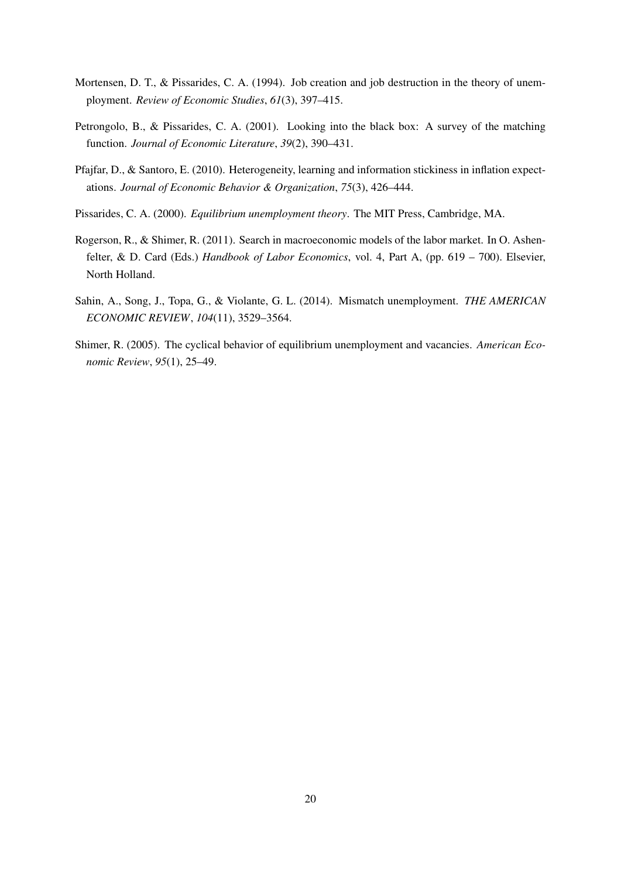Mortensen, D. T., & Pissarides, C. A. (1994). Job creation and job destruction in the theory of unemployment. *Review of Economic Studies*, *61*(3), 397–415.

Petrongolo, B., & Pissarides, C. A. (2001). Looking into the black box: A survey of the matching function. *Journal of Economic Literature*, *39*(2), 390–431.

Pfajfar, D., & Santoro, E. (2010). Heterogeneity, learning and information stickiness in inflation expectations. *Journal of Economic Behavior & Organization*, *75*(3), 426–444.

Pissarides, C. A. (2000). *Equilibrium unemployment theory*. The MIT Press, Cambridge, MA.

Rogerson, R., & Shimer, R. (2011). Search in macroeconomic models of the labor market. In O. Ashenfelter, & D. Card (Eds.) *Handbook of Labor Economics*, vol. 4, Part A, (pp. 619 – 700). Elsevier, North Holland.

Sahin, A., Song, J., Topa, G., & Violante, G. L. (2014). Mismatch unemployment. *THE AMERICAN ECONOMIC REVIEW*, *104*(11), 3529–3564.

Shimer, R. (2005). The cyclical behavior of equilibrium unemployment and vacancies. *American Economic Review*, *95*(1), 25–49.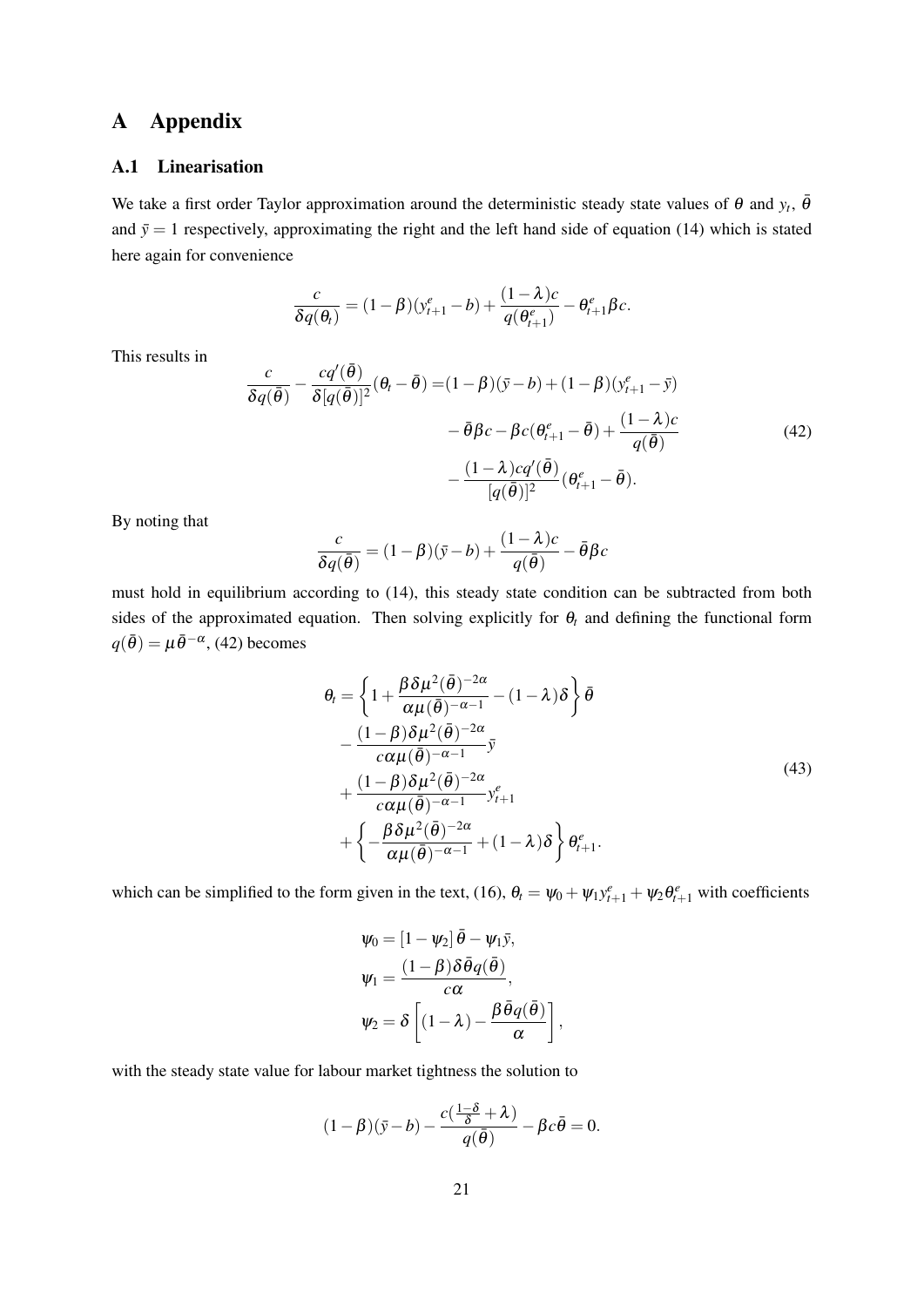# A Appendix

## A.1 Linearisation

We take a first order Taylor approximation around the deterministic steady state values of $\theta$ and $y_t$, $\bar{\theta}$ and $\bar{y} = 1$ respectively, approximating the right and the left hand side of equation (14) which is stated here again for convenience

$$\frac{c}{\delta q(\theta_t)} = (1-\beta)(y^e_{t+1} - b) + \frac{(1-\lambda)c}{q(\theta^e_{t+1})} - \theta^e_{t+1}\beta c.$$

This results in

$$\begin{aligned}
\frac{c}{\delta q(\bar{\theta})} - \frac{cq'(\bar{\theta})}{\delta[q(\bar{\theta})]^2}(\theta_t - \bar{\theta}) =& (1-\beta)(\bar{y} - b) + (1-\beta)(y^e_{t+1} - \bar{y}) \\
& - \bar{\theta}\beta c - \beta c(\theta^e_{t+1} - \bar{\theta}) + \frac{(1-\lambda)c}{q(\bar{\theta})} \\
& - \frac{(1-\lambda)cq'(\bar{\theta})}{[q(\bar{\theta})]^2}(\theta^e_{t+1} - \bar{\theta}).
\end{aligned} \tag{42}$$

By noting that

$$\frac{c}{\delta q(\bar{\theta})} = (1-\beta)(\bar{y} - b) + \frac{(1-\lambda)c}{q(\bar{\theta})} - \bar{\theta}\beta c$$

must hold in equilibrium according to (14), this steady state condition can be subtracted from both sides of the approximated equation. Then solving explicitly for $\theta_t$ and defining the functional form $q(\bar{\theta}) = \mu\bar{\theta}^{-\alpha}$, (42) becomes

$$\begin{aligned}
\theta_t =& \left\{1 + \frac{\beta\delta\mu^2(\bar{\theta})^{-2\alpha}}{\alpha\mu(\bar{\theta})^{-\alpha-1}} - (1-\lambda)\delta\right\}\bar{\theta} \\
& - \frac{(1-\beta)\delta\mu^2(\bar{\theta})^{-2\alpha}}{c\alpha\mu(\bar{\theta})^{-\alpha-1}}\bar{y} \\
& + \frac{(1-\beta)\delta\mu^2(\bar{\theta})^{-2\alpha}}{c\alpha\mu(\bar{\theta})^{-\alpha-1}}y^e_{t+1} \\
& + \left\{-\frac{\beta\delta\mu^2(\bar{\theta})^{-2\alpha}}{\alpha\mu(\bar{\theta})^{-\alpha-1}} + (1-\lambda)\delta\right\}\theta^e_{t+1}.
\end{aligned} \tag{43}$$

which can be simplified to the form given in the text, (16), $\theta_t = \psi_0 + \psi_1 y^e_{t+1} + \psi_2\theta^e_{t+1}$ with coefficients

$$\begin{aligned}
\psi_0 &= [1-\psi_2]\,\bar{\theta} - \psi_1\bar{y}, \\
\psi_1 &= \frac{(1-\beta)\delta\bar{\theta}q(\bar{\theta})}{c\alpha}, \\
\psi_2 &= \delta\left[(1-\lambda) - \frac{\beta\bar{\theta}q(\bar{\theta})}{\alpha}\right],
\end{aligned}$$

with the steady state value for labour market tightness the solution to

$$(1-\beta)(\bar{y} - b) - \frac{c(\frac{1-\delta}{\delta} + \lambda)}{q(\bar{\theta})} - \beta c\bar{\theta} = 0.$$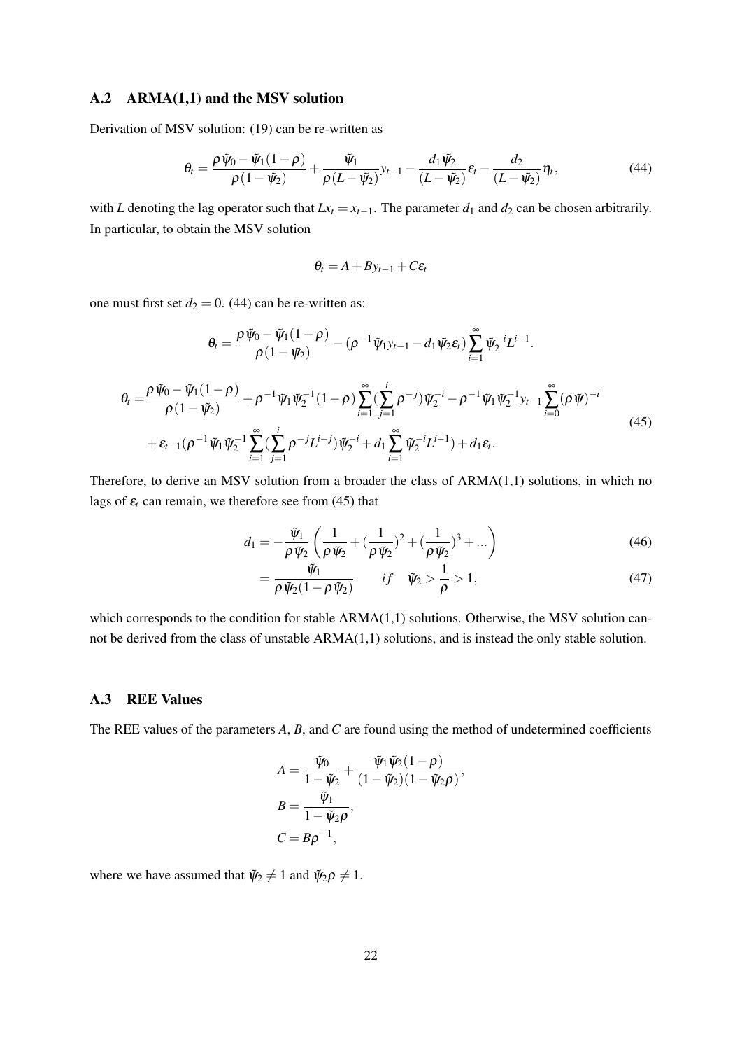### A.2 ARMA(1,1) and the MSV solution

Derivation of MSV solution: (19) can be re-written as

$$\theta_t = \frac{\rho\tilde{\psi}_0 - \tilde{\psi}_1(1-\rho)}{\rho(1-\tilde{\psi}_2)} + \frac{\tilde{\psi}_1}{\rho(L-\tilde{\psi}_2)}y_{t-1} - \frac{d_1\tilde{\psi}_2}{(L-\tilde{\psi}_2)}\varepsilon_t - \frac{d_2}{(L-\tilde{\psi}_2)}\eta_t, \tag{44}$$

with $L$ denoting the lag operator such that $Lx_t = x_{t-1}$. The parameter $d_1$ and $d_2$ can be chosen arbitrarily. In particular, to obtain the MSV solution

$$\theta_t = A + By_{t-1} + C\varepsilon_t$$

one must first set $d_2 = 0$. (44) can be re-written as:

$$\theta_t = \frac{\rho\tilde{\psi}_0 - \tilde{\psi}_1(1-\rho)}{\rho(1-\tilde{\psi}_2)} - (\rho^{-1}\tilde{\psi}_1 y_{t-1} - d_1\tilde{\psi}_2\varepsilon_t)\sum_{i=1}^{\infty}\tilde{\psi}_2^{-i}L^{i-1}.$$

$$\begin{aligned}
\theta_t =& \frac{\rho\tilde{\psi}_0 - \tilde{\psi}_1(1-\rho)}{\rho(1-\tilde{\psi}_2)} + \rho^{-1}\tilde{\psi}_1\tilde{\psi}_2^{-1}(1-\rho)\sum_{i=1}^{\infty}(\sum_{j=1}^{i}\rho^{-j})\tilde{\psi}_2^{-i} - \rho^{-1}\tilde{\psi}_1\tilde{\psi}_2^{-1}y_{t-1}\sum_{i=0}^{\infty}(\rho\tilde{\psi})^{-i} \\
&+ \varepsilon_{t-1}(\rho^{-1}\tilde{\psi}_1\tilde{\psi}_2^{-1}\sum_{i=1}^{\infty}(\sum_{j=1}^{i}\rho^{-j}L^{i-j})\tilde{\psi}_2^{-i} + d_1\sum_{i=1}^{\infty}\tilde{\psi}_2^{-i}L^{i-1}) + d_1\varepsilon_t.
\end{aligned} \tag{45}$$

Therefore, to derive an MSV solution from a broader the class of ARMA(1,1) solutions, in which no lags of $\varepsilon_t$ can remain, we therefore see from (45) that

$$d_1 = -\frac{\tilde{\psi}_1}{\rho\tilde{\psi}_2}\left(\frac{1}{\rho\tilde{\psi}_2} + (\frac{1}{\rho\tilde{\psi}_2})^2 + (\frac{1}{\rho\tilde{\psi}_2})^3 + \ldots\right) \tag{46}$$

$$= \frac{\tilde{\psi}_1}{\rho\tilde{\psi}_2(1-\rho\tilde{\psi}_2)} \qquad if \quad \tilde{\psi}_2 > \frac{1}{\rho} > 1, \tag{47}$$

which corresponds to the condition for stable ARMA(1,1) solutions. Otherwise, the MSV solution cannot be derived from the class of unstable ARMA(1,1) solutions, and is instead the only stable solution.

### A.3 REE Values

The REE values of the parameters $A$, $B$, and $C$ are found using the method of undetermined coefficients

$$\begin{aligned}
A &= \frac{\tilde{\psi}_0}{1-\tilde{\psi}_2} + \frac{\tilde{\psi}_1\tilde{\psi}_2(1-\rho)}{(1-\tilde{\psi}_2)(1-\tilde{\psi}_2\rho)}, \\
B &= \frac{\tilde{\psi}_1}{1-\tilde{\psi}_2\rho}, \\
C &= B\rho^{-1},
\end{aligned}$$

where we have assumed that $\tilde{\psi}_2 \neq 1$ and $\tilde{\psi}_2\rho \neq 1$.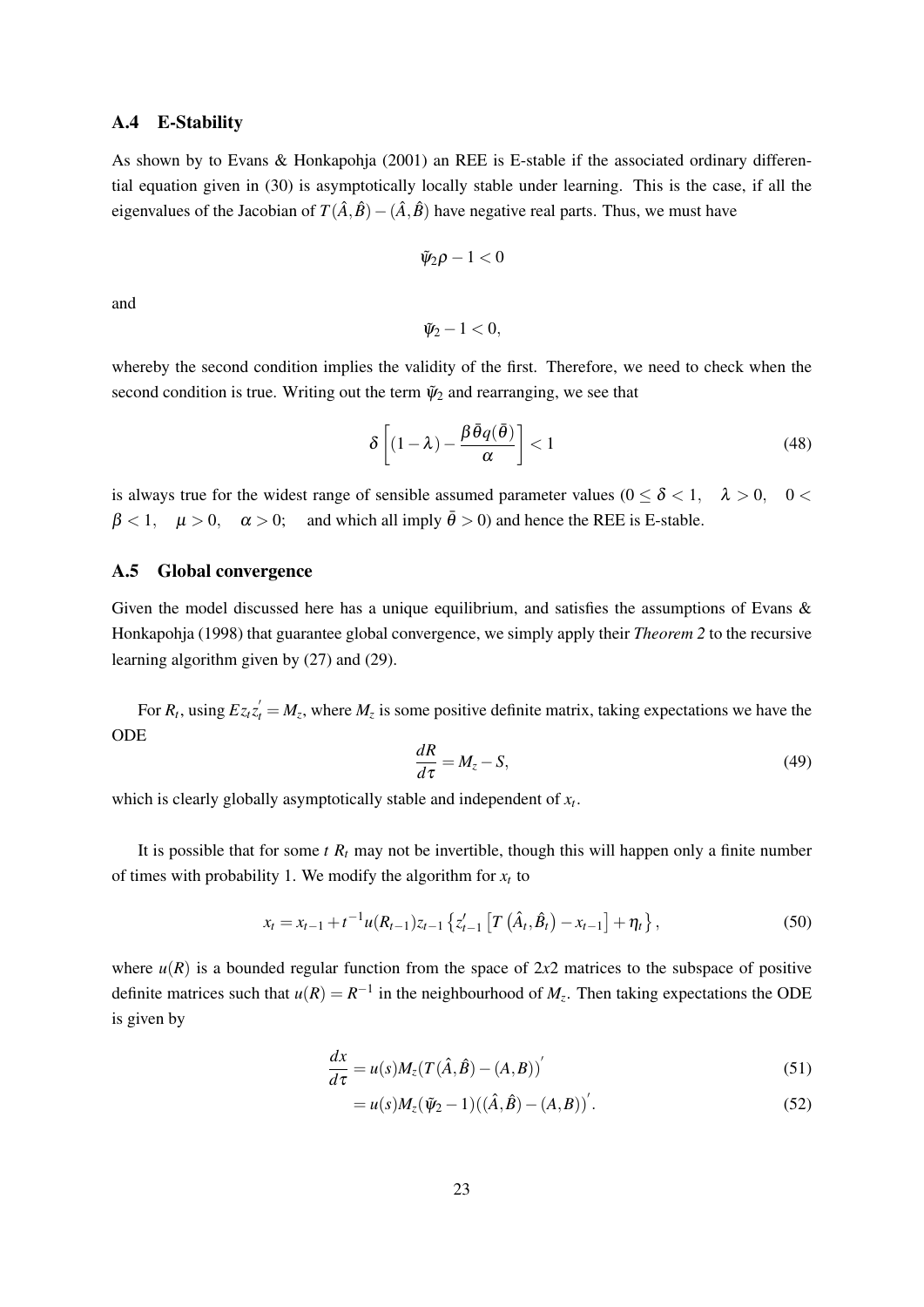### A.4 E-Stability

As shown by to Evans & Honkapohja (2001) an REE is E-stable if the associated ordinary differential equation given in (30) is asymptotically locally stable under learning. This is the case, if all the eigenvalues of the Jacobian of $T(\hat{A},\hat{B}) - (\hat{A},\hat{B})$ have negative real parts. Thus, we must have

$$\tilde{\psi}_2\rho - 1 < 0$$

and

$$\tilde{\psi}_2 - 1 < 0,$$

whereby the second condition implies the validity of the first. Therefore, we need to check when the second condition is true. Writing out the term $\tilde{\psi}_2$ and rearranging, we see that

$$\delta\left[(1-\lambda) - \frac{\beta\bar{\theta}q(\bar{\theta})}{\alpha}\right] < 1 \tag{48}$$

is always true for the widest range of sensible assumed parameter values ($0 \leq \delta < 1, \quad \lambda > 0, \quad 0 < \beta < 1, \quad \mu > 0, \quad \alpha > 0;$ and which all imply $\bar{\theta} > 0$) and hence the REE is E-stable.

### A.5 Global convergence

Given the model discussed here has a unique equilibrium, and satisfies the assumptions of Evans & Honkapohja (1998) that guarantee global convergence, we simply apply their *Theorem 2* to the recursive learning algorithm given by (27) and (29).

For $R_t$, using $Ez_tz_t^{'} = M_z$, where $M_z$ is some positive definite matrix, taking expectations we have the ODE

$$\frac{dR}{d\tau} = M_z - S, \tag{49}$$

which is clearly globally asymptotically stable and independent of $x_t$.

It is possible that for some $t$ $R_t$ may not be invertible, though this will happen only a finite number of times with probability 1. We modify the algorithm for $x_t$ to

$$x_t = x_{t-1} + t^{-1}u(R_{t-1})z_{t-1}\left\{z_{t-1}^{\prime}\left[T\left(\hat{A}_t,\hat{B}_t\right) - x_{t-1}\right] + \eta_t\right\}, \tag{50}$$

where $u(R)$ is a bounded regular function from the space of $2x2$ matrices to the subspace of positive definite matrices such that $u(R) = R^{-1}$ in the neighbourhood of $M_z$. Then taking expectations the ODE is given by

$$\frac{dx}{d\tau} = u(s)M_z(T(\hat{A},\hat{B}) - (A,B))^{'} \tag{51}$$

$$= u(s)M_z(\tilde{\psi}_2 - 1)((\hat{A},\hat{B}) - (A,B))^{'}. \tag{52}$$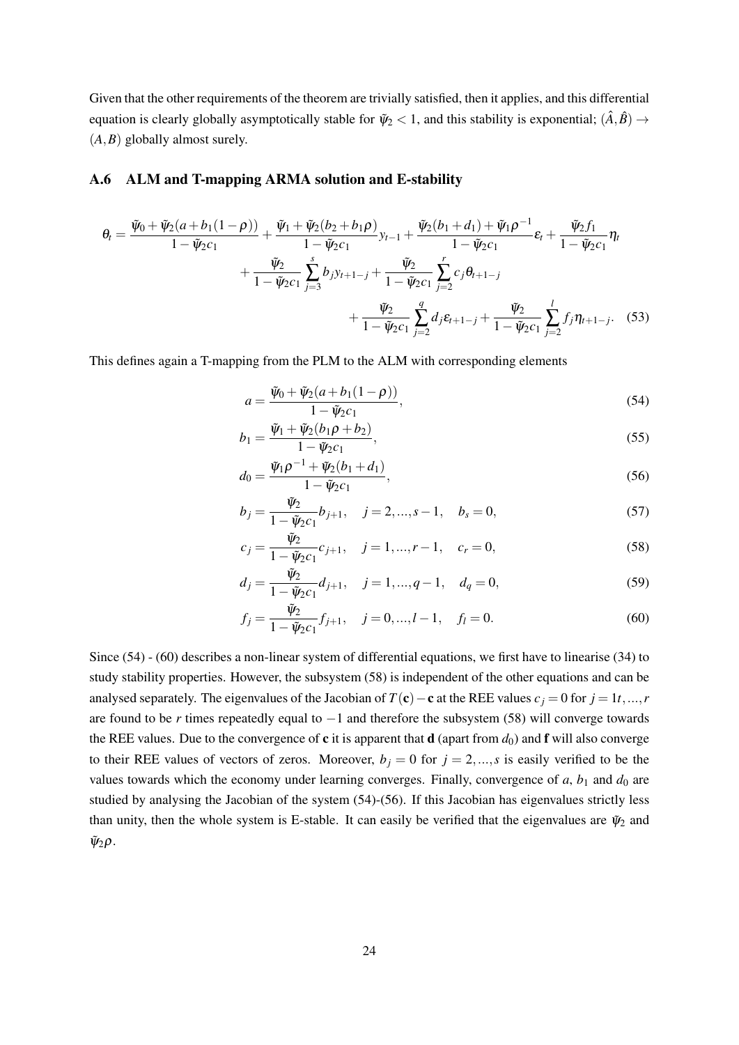Given that the other requirements of the theorem are trivially satisfied, then it applies, and this differential equation is clearly globally asymptotically stable for $\tilde{\psi}_2 < 1$, and this stability is exponential; $(\hat{A}, \hat{B}) \to (A, B)$ globally almost surely.

### A.6 ALM and T-mapping ARMA solution and E-stability

$$
\begin{aligned}
\theta_t = \frac{\tilde{\psi}_0 + \tilde{\psi}_2(a + b_1(1-\rho))}{1 - \tilde{\psi}_2 c_1} + \frac{\tilde{\psi}_1 + \tilde{\psi}_2(b_2 + b_1\rho)}{1 - \tilde{\psi}_2 c_1} y_{t-1} + \frac{\tilde{\psi}_2(b_1 + d_1) + \tilde{\psi}_1 \rho^{-1}}{1 - \tilde{\psi}_2 c_1} \varepsilon_t + \frac{\tilde{\psi}_2 f_1}{1 - \tilde{\psi}_2 c_1} \eta_t \\
+ \frac{\tilde{\psi}_2}{1 - \tilde{\psi}_2 c_1} \sum_{j=3}^{s} b_j y_{t+1-j} + \frac{\tilde{\psi}_2}{1 - \tilde{\psi}_2 c_1} \sum_{j=2}^{r} c_j \theta_{t+1-j} \\
+ \frac{\tilde{\psi}_2}{1 - \tilde{\psi}_2 c_1} \sum_{j=2}^{q} d_j \varepsilon_{t+1-j} + \frac{\tilde{\psi}_2}{1 - \tilde{\psi}_2 c_1} \sum_{j=2}^{l} f_j \eta_{t+1-j}. \quad (53)
\end{aligned}
$$

This defines again a T-mapping from the PLM to the ALM with corresponding elements

$$a = \frac{\tilde{\psi}_0 + \tilde{\psi}_2(a + b_1(1-\rho))}{1 - \tilde{\psi}_2 c_1}, \quad (54)$$

$$b_1 = \frac{\tilde{\psi}_1 + \tilde{\psi}_2(b_1\rho + b_2)}{1 - \tilde{\psi}_2 c_1}, \quad (55)$$

$$d_0 = \frac{\tilde{\psi}_1 \rho^{-1} + \tilde{\psi}_2(b_1 + d_1)}{1 - \tilde{\psi}_2 c_1}, \quad (56)$$

$$b_j = \frac{\tilde{\psi}_2}{1 - \tilde{\psi}_2 c_1} b_{j+1}, \quad j = 2, ..., s-1, \quad b_s = 0, \quad (57)$$

$$c_j = \frac{\tilde{\psi}_2}{1 - \tilde{\psi}_2 c_1} c_{j+1}, \quad j = 1, ..., r-1, \quad c_r = 0, \quad (58)$$

$$d_j = \frac{\tilde{\psi}_2}{1 - \tilde{\psi}_2 c_1} d_{j+1}, \quad j = 1, ..., q-1, \quad d_q = 0, \quad (59)$$

$$f_j = \frac{\tilde{\psi}_2}{1 - \tilde{\psi}_2 c_1} f_{j+1}, \quad j = 0, ..., l-1, \quad f_l = 0. \quad (60)$$

Since (54) - (60) describes a non-linear system of differential equations, we first have to linearise (34) to study stability properties. However, the subsystem (58) is independent of the other equations and can be analysed separately. The eigenvalues of the Jacobian of $T(\mathbf{c}) - \mathbf{c}$ at the REE values $c_j = 0$ for $j = 1t, ..., r$ are found to be $r$ times repeatedly equal to $-1$ and therefore the subsystem (58) will converge towards the REE values. Due to the convergence of $\mathbf{c}$ it is apparent that $\mathbf{d}$ (apart from $d_0$) and $\mathbf{f}$ will also converge to their REE values of vectors of zeros. Moreover, $b_j = 0$ for $j = 2, ..., s$ is easily verified to be the values towards which the economy under learning converges. Finally, convergence of $a$, $b_1$ and $d_0$ are studied by analysing the Jacobian of the system (54)-(56). If this Jacobian has eigenvalues strictly less than unity, then the whole system is E-stable. It can easily be verified that the eigenvalues are $\tilde{\psi}_2$ and $\tilde{\psi}_2 \rho$.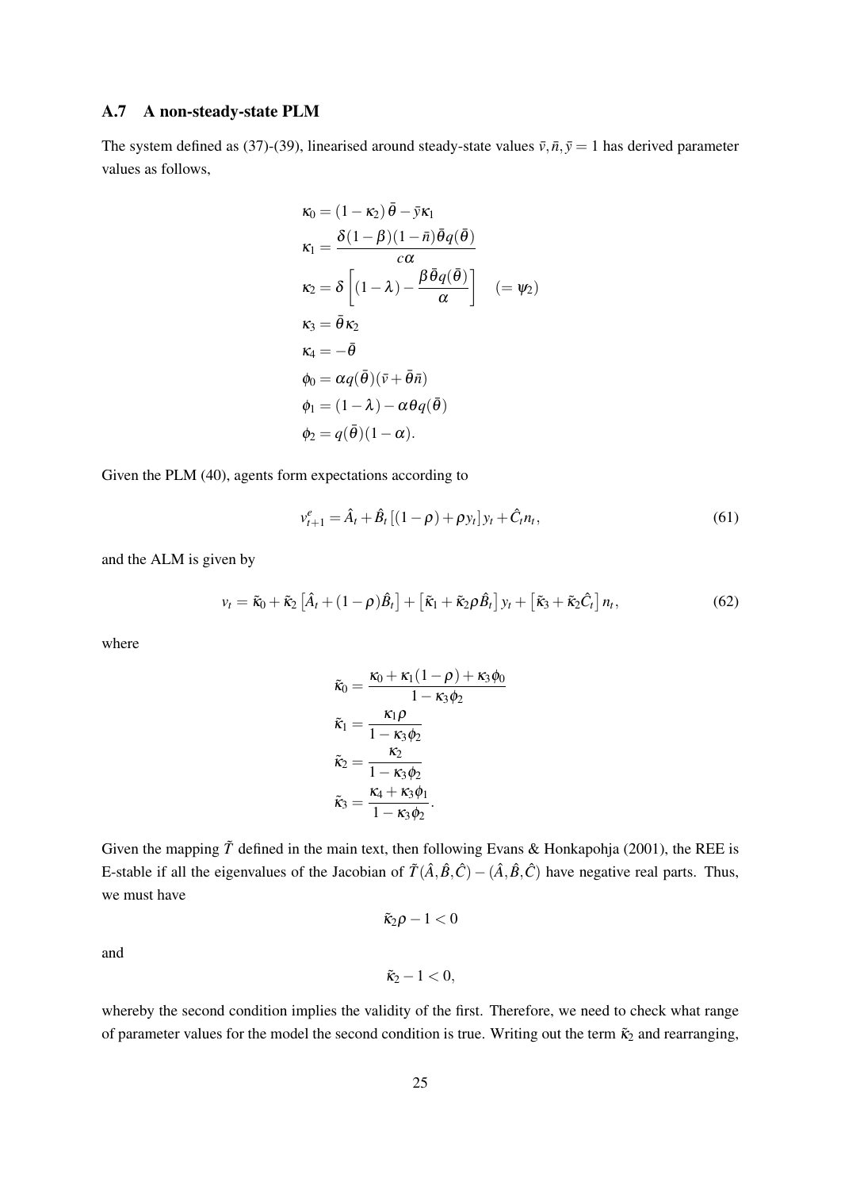### A.7 A non-steady-state PLM

The system defined as (37)-(39), linearised around steady-state values $\bar{v}, \bar{n}, \bar{y} = 1$ has derived parameter values as follows,

$$
\begin{aligned}
\kappa_0 &= (1-\kappa_2)\bar{\theta} - \bar{y}\kappa_1 \\
\kappa_1 &= \frac{\delta(1-\beta)(1-\bar{n})\bar{\theta}q(\bar{\theta})}{c\alpha} \\
\kappa_2 &= \delta\left[(1-\lambda) - \frac{\beta\bar{\theta}q(\bar{\theta})}{\alpha}\right] \quad (=\psi_2) \\
\kappa_3 &= \bar{\theta}\kappa_2 \\
\kappa_4 &= -\bar{\theta} \\
\phi_0 &= \alpha q(\bar{\theta})(\bar{v} + \bar{\theta}\bar{n}) \\
\phi_1 &= (1-\lambda) - \alpha\theta q(\bar{\theta}) \\
\phi_2 &= q(\bar{\theta})(1-\alpha).
\end{aligned}
$$

Given the PLM (40), agents form expectations according to

$$
v^e_{t+1} = \hat{A}_t + \hat{B}_t\left[(1-\rho) + \rho y_t\right] y_t + \hat{C}_t n_t, \tag{61}
$$

and the ALM is given by

$$
v_t = \tilde{\kappa}_0 + \tilde{\kappa}_2\left[\hat{A}_t + (1-\rho)\hat{B}_t\right] + \left[\tilde{\kappa}_1 + \tilde{\kappa}_2\rho\hat{B}_t\right] y_t + \left[\tilde{\kappa}_3 + \tilde{\kappa}_2\hat{C}_t\right] n_t, \tag{62}
$$

where

$$
\begin{aligned}
\tilde{\kappa}_0 &= \frac{\kappa_0 + \kappa_1(1-\rho) + \kappa_3\phi_0}{1-\kappa_3\phi_2} \\
\tilde{\kappa}_1 &= \frac{\kappa_1\rho}{1-\kappa_3\phi_2} \\
\tilde{\kappa}_2 &= \frac{\kappa_2}{1-\kappa_3\phi_2} \\
\tilde{\kappa}_3 &= \frac{\kappa_4 + \kappa_3\phi_1}{1-\kappa_3\phi_2}.
\end{aligned}
$$

Given the mapping $\tilde{T}$ defined in the main text, then following Evans & Honkapohja (2001), the REE is E-stable if all the eigenvalues of the Jacobian of $\tilde{T}(\hat{A}, \hat{B}, \hat{C}) - (\hat{A}, \hat{B}, \hat{C})$ have negative real parts. Thus, we must have

$$
\tilde{\kappa}_2\rho - 1 < 0
$$

and

$$
\tilde{\kappa}_2 - 1 < 0,
$$

whereby the second condition implies the validity of the first. Therefore, we need to check what range of parameter values for the model the second condition is true. Writing out the term $\tilde{\kappa}_2$ and rearranging,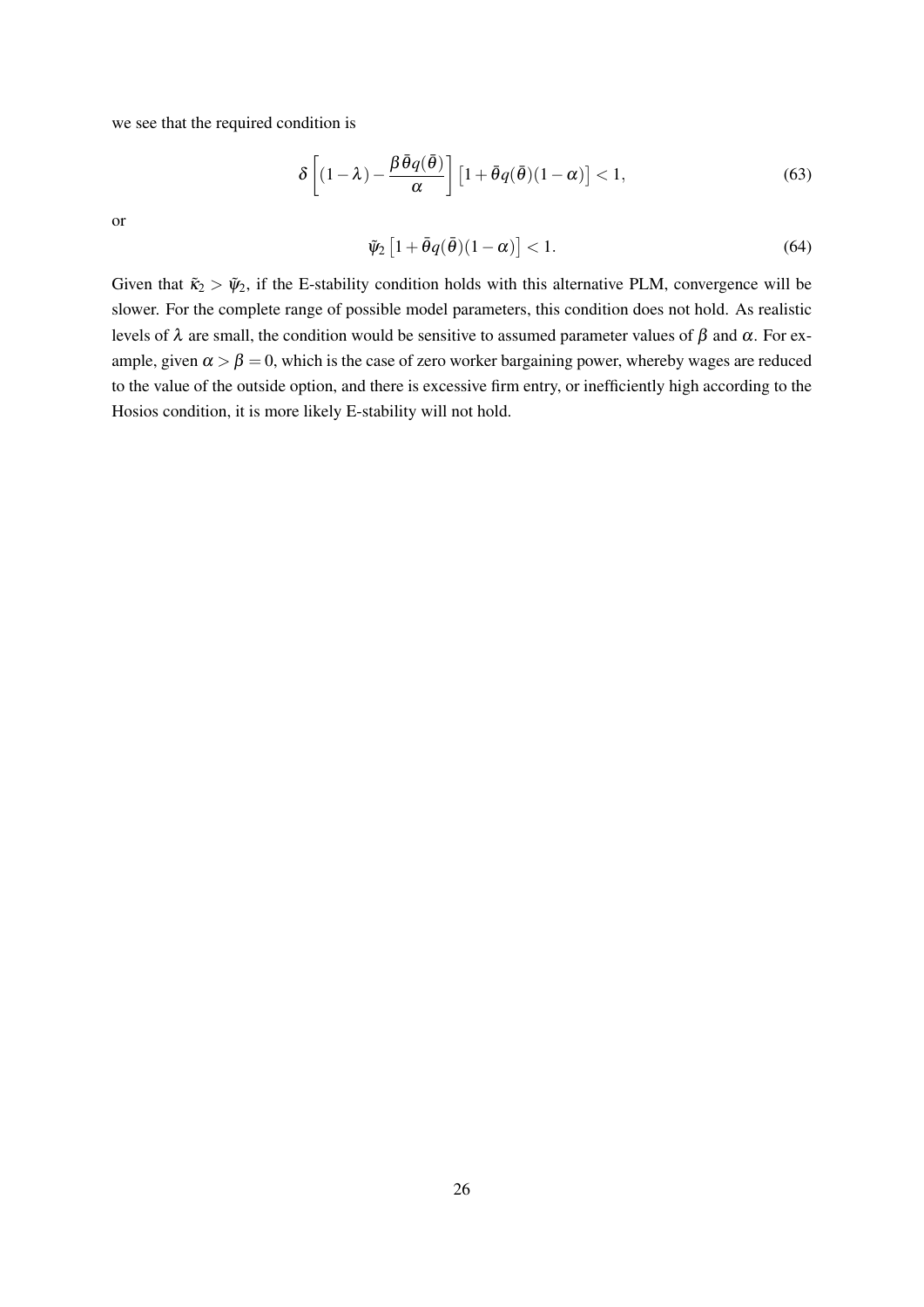we see that the required condition is

$$\delta\left[(1-\lambda)-\frac{\beta\bar{\theta}q(\bar{\theta})}{\alpha}\right]\left[1+\bar{\theta}q(\bar{\theta})(1-\alpha)\right]<1, \tag{63}$$

or

$$\tilde{\psi}_2\left[1+\bar{\theta}q(\bar{\theta})(1-\alpha)\right]<1. \tag{64}$$

Given that $\tilde{\kappa}_2 > \tilde{\psi}_2$, if the E-stability condition holds with this alternative PLM, convergence will be slower. For the complete range of possible model parameters, this condition does not hold. As realistic levels of $\lambda$ are small, the condition would be sensitive to assumed parameter values of $\beta$ and $\alpha$. For example, given $\alpha > \beta = 0$, which is the case of zero worker bargaining power, whereby wages are reduced to the value of the outside option, and there is excessive firm entry, or inefficiently high according to the Hosios condition, it is more likely E-stability will not hold.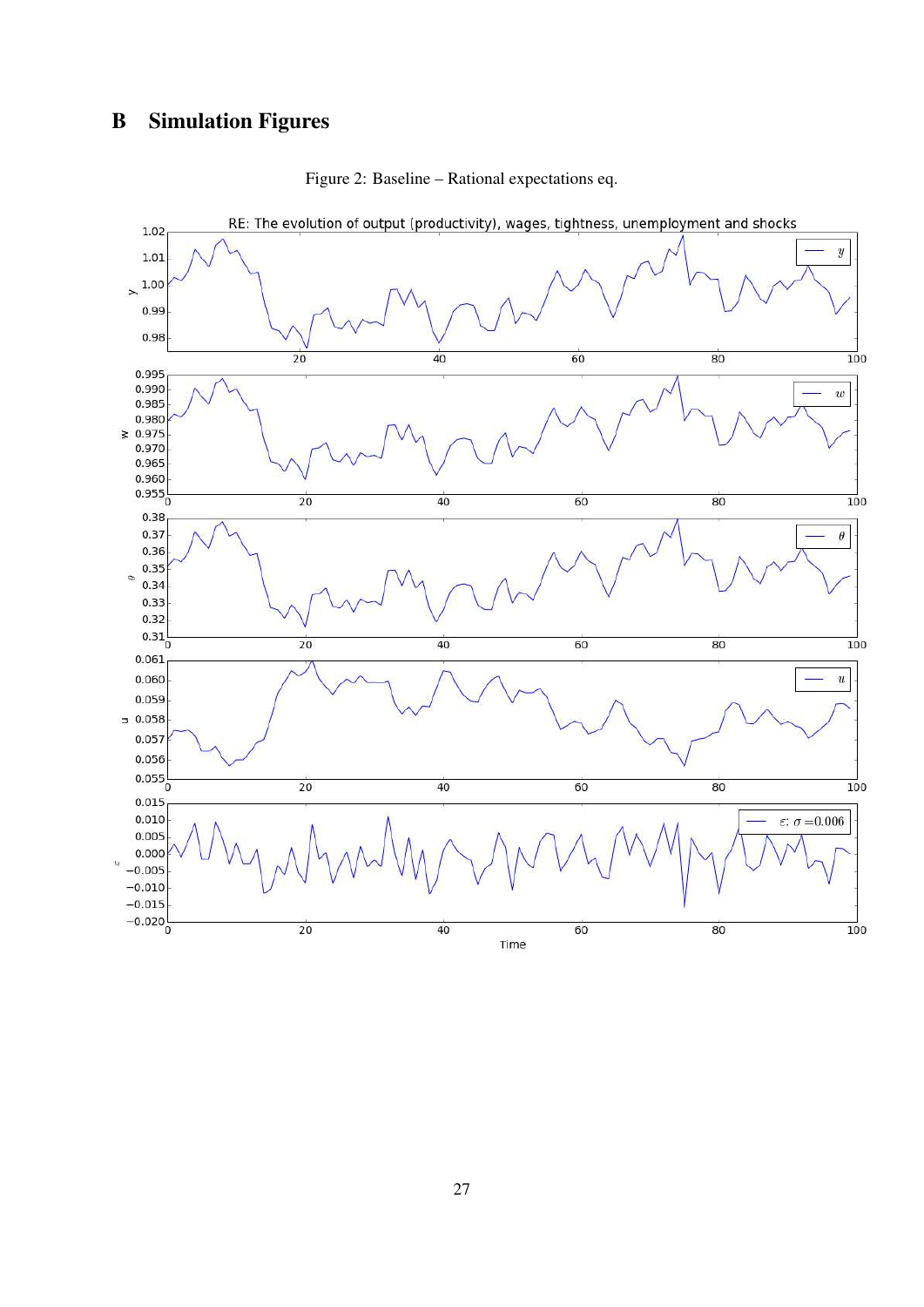# B Simulation Figures

Figure 2: Baseline – Rational expectations eq.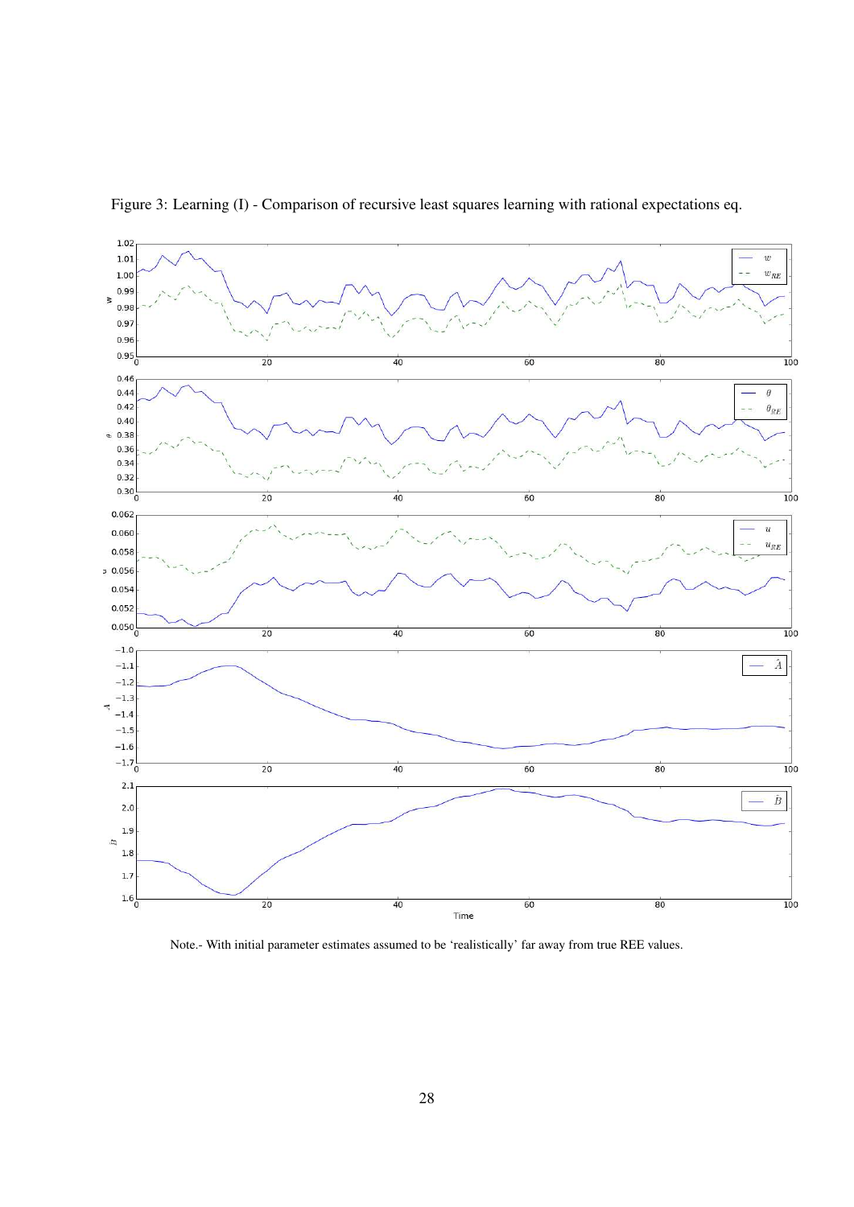Figure 3: Learning (I) - Comparison of recursive least squares learning with rational expectations eq.

Note.- With initial parameter estimates assumed to be 'realistically' far away from true REE values.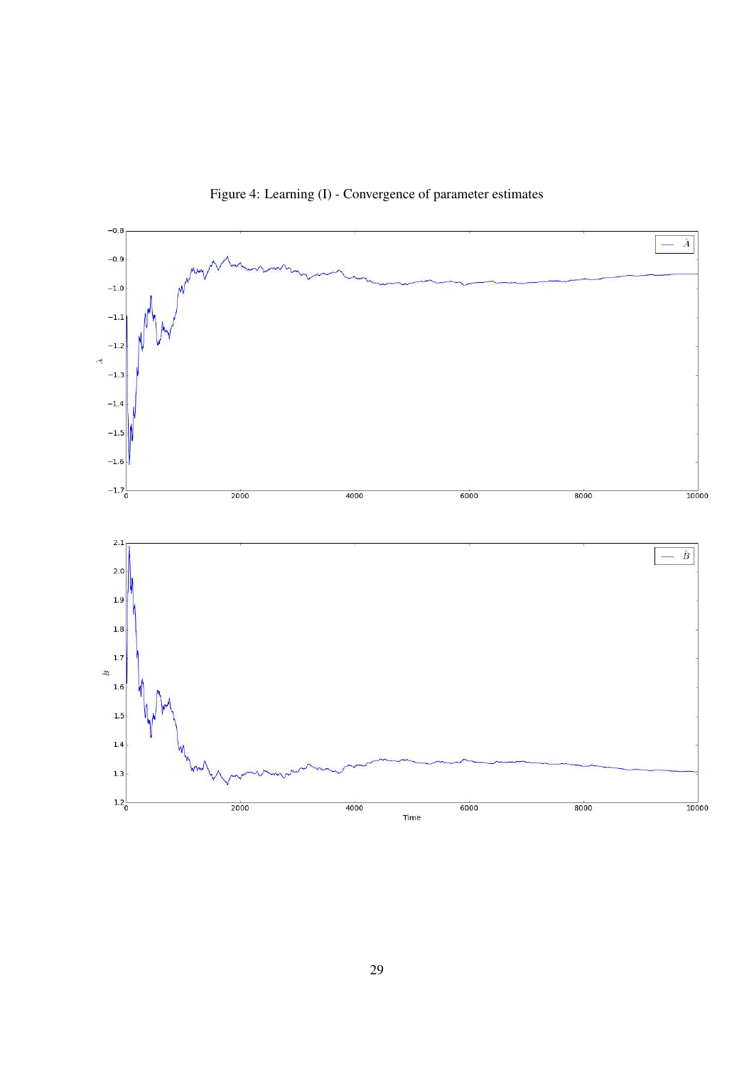Figure 4: Learning (I) - Convergence of parameter estimates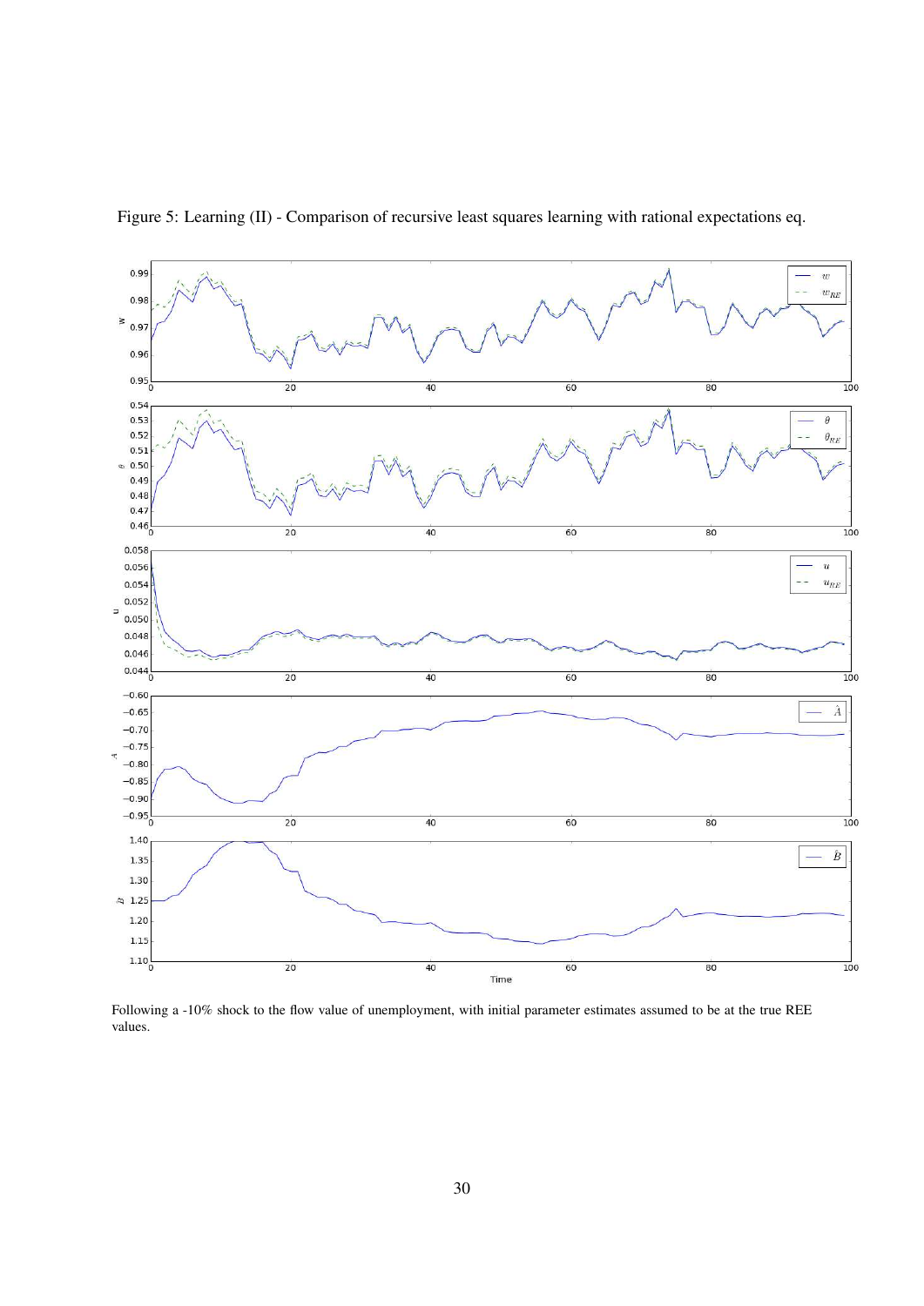Figure 5: Learning (II) - Comparison of recursive least squares learning with rational expectations eq.

Following a -10% shock to the flow value of unemployment, with initial parameter estimates assumed to be at the true REE values.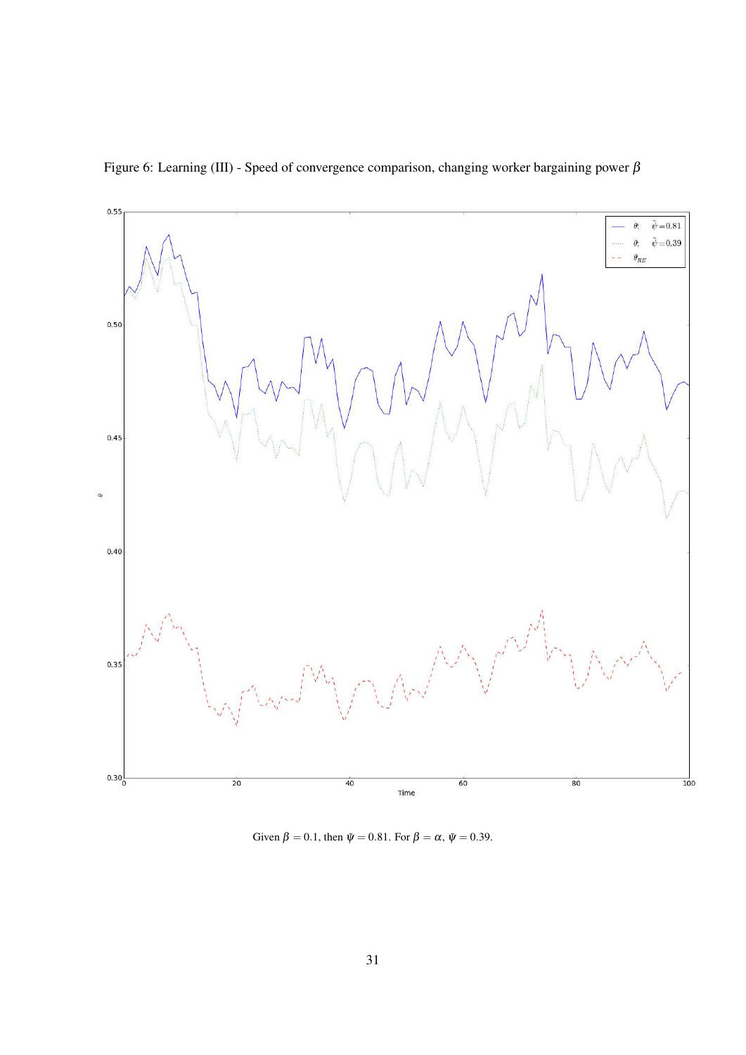Figure 6: Learning (III) - Speed of convergence comparison, changing worker bargaining power $\beta$

Given $\beta = 0.1$, then $\bar{\psi} = 0.81$. For $\beta = \alpha$, $\bar{\psi} = 0.39$.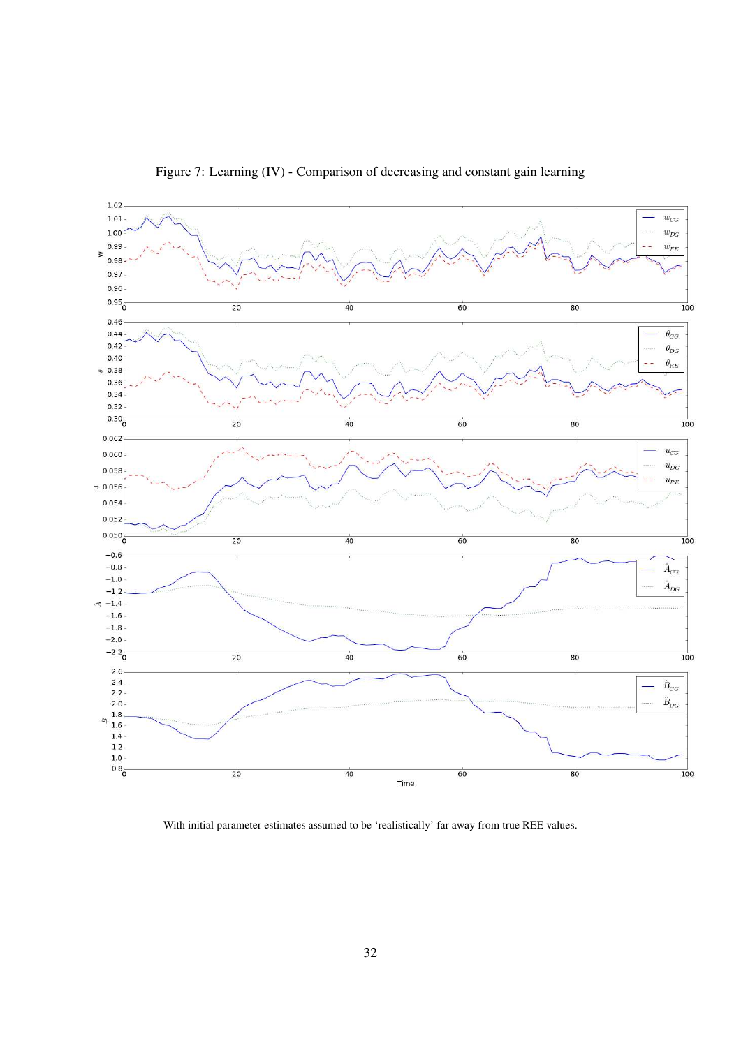Figure 7: Learning (IV) - Comparison of decreasing and constant gain learning

w

1.02
1.01
1.00
0.99
0.98
0.97
0.96
0.95

0 20 40 60 80 100

$w_{CG}$
$w_{DG}$
$w_{RE}$

$\theta$

0.46
0.44
0.42
0.40
0.38
0.36
0.34
0.32
0.30

0 20 40 60 80 100

$\theta_{CG}$
$\theta_{DG}$
$\theta_{RE}$

u

0.062
0.060
0.058
0.056
0.054
0.052
0.050

0 20 40 60 80 100

$u_{CG}$
$u_{DG}$
$u_{RE}$

$\hat{A}$

−0.6
−0.8
−1.0
−1.2
−1.4
−1.6
−1.8
−2.0
−2.2

0 20 40 60 80 100

$\hat{A}_{CG}$
$\hat{A}_{DG}$

$\hat{B}$

2.6
2.4
2.2
2.0
1.8
1.6
1.4
1.2
1.0
0.8

0 20 40 60 80 100

Time

$\hat{B}_{CG}$
$\hat{B}_{DG}$

With initial parameter estimates assumed to be 'realistically' far away from true REE values.